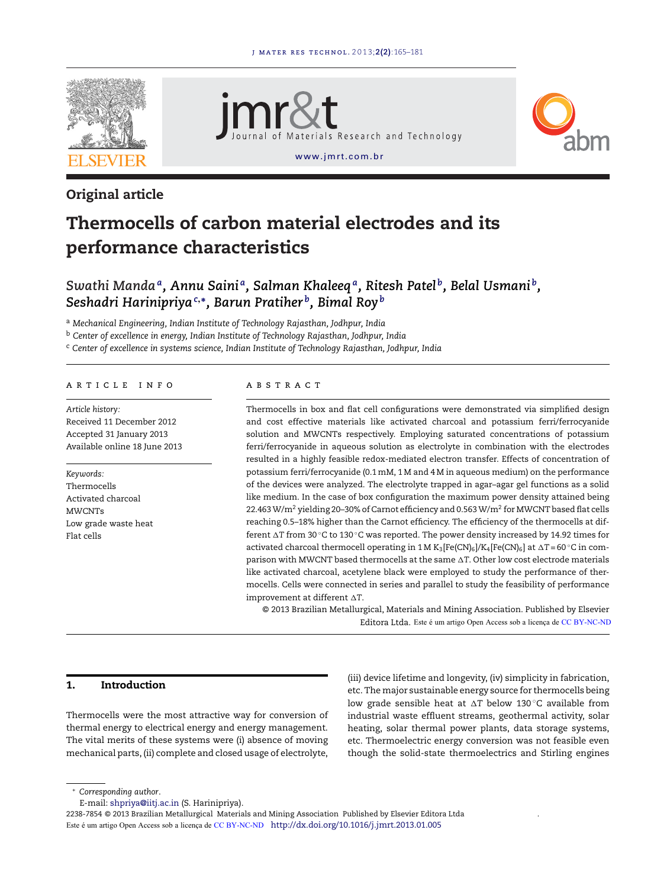Original article

# Thermocells of carbon material electrodes and its performance characteristics

*Swathi Manda[a], Annu Saini[a], Salman Khaleeq[a], Ritesh Patel[b], Belal Usmani[b], Seshadri Harinipriya[c,*], Barun Pratiher[b], Bimal Roy[b]*

[a] *Mechanical Engineering, Indian Institute of Technology Rajasthan, Jodhpur, India*
[b] *Center of excellence in energy, Indian Institute of Technology Rajasthan, Jodhpur, India*
[c] *Center of excellence in systems science, Indian Institute of Technology Rajasthan, Jodhpur, India*

## ARTICLE INFO

*Article history:*
Received 11 December 2012
Accepted 31 January 2013
Available online 18 June 2013

*Keywords:*
Thermocells
Activated charcoal
MWCNTs
Low grade waste heat
Flat cells

## ABSTRACT

Thermocells in box and flat cell configurations were demonstrated via simplified design and cost effective materials like activated charcoal and potassium ferri/ferrocyanide solution and MWCNTs respectively. Employing saturated concentrations of potassium ferri/ferrocyanide in aqueous solution as electrolyte in combination with the electrodes resulted in a highly feasible redox-mediated electron transfer. Effects of concentration of potassium ferri/ferrocyanide (0.1 mM, 1 M and 4 M in aqueous medium) on the performance of the devices were analyzed. The electrolyte trapped in agar–agar gel functions as a solid like medium. In the case of box configuration the maximum power density attained being 22.463 W/m$^2$ yielding 20–30% of Carnot efficiency and 0.563 W/m$^2$ for MWCNT based flat cells reaching 0.5–18% higher than the Carnot efficiency. The efficiency of the thermocells at different $\Delta T$ from 30 °C to 130 °C was reported. The power density increased by 14.92 times for activated charcoal thermocell operating in 1 M $K_3[Fe(CN)_6]/K_4[Fe(CN)_6]$ at $\Delta T$ = 60 °C in comparison with MWCNT based thermocells at the same $\Delta T$. Other low cost electrode materials like activated charcoal, acetylene black were employed to study the performance of thermocells. Cells were connected in series and parallel to study the feasibility of performance improvement at different $\Delta T$.

© 2013 Brazilian Metallurgical, Materials and Mining Association. Published by Elsevier Editora Ltda. Este é um artigo Open Access sob a licença de CC BY-NC-ND

## 1. Introduction

Thermocells were the most attractive way for conversion of thermal energy to electrical energy and energy management. The vital merits of these systems were (i) absence of moving mechanical parts, (ii) complete and closed usage of electrolyte, (iii) device lifetime and longevity, (iv) simplicity in fabrication, etc. The major sustainable energy source for thermocells being low grade sensible heat at $\Delta T$ below 130 °C available from industrial waste effluent streams, geothermal activity, solar heating, solar thermal power plants, data storage systems, etc. Thermoelectric energy conversion was not feasible even though the solid-state thermoelectrics and Stirling engines

* Corresponding author.
E-mail: shpriya@iitj.ac.in (S. Harinipriya).

2238-7854 © 2013 Brazilian Metallurgical Materials and Mining Association Published by Elsevier Editora Ltda
Este é um artigo Open Access sob a licença de CC BY-NC-ND http://dx.doi.org/10.1016/j.jmrt.2013.01.005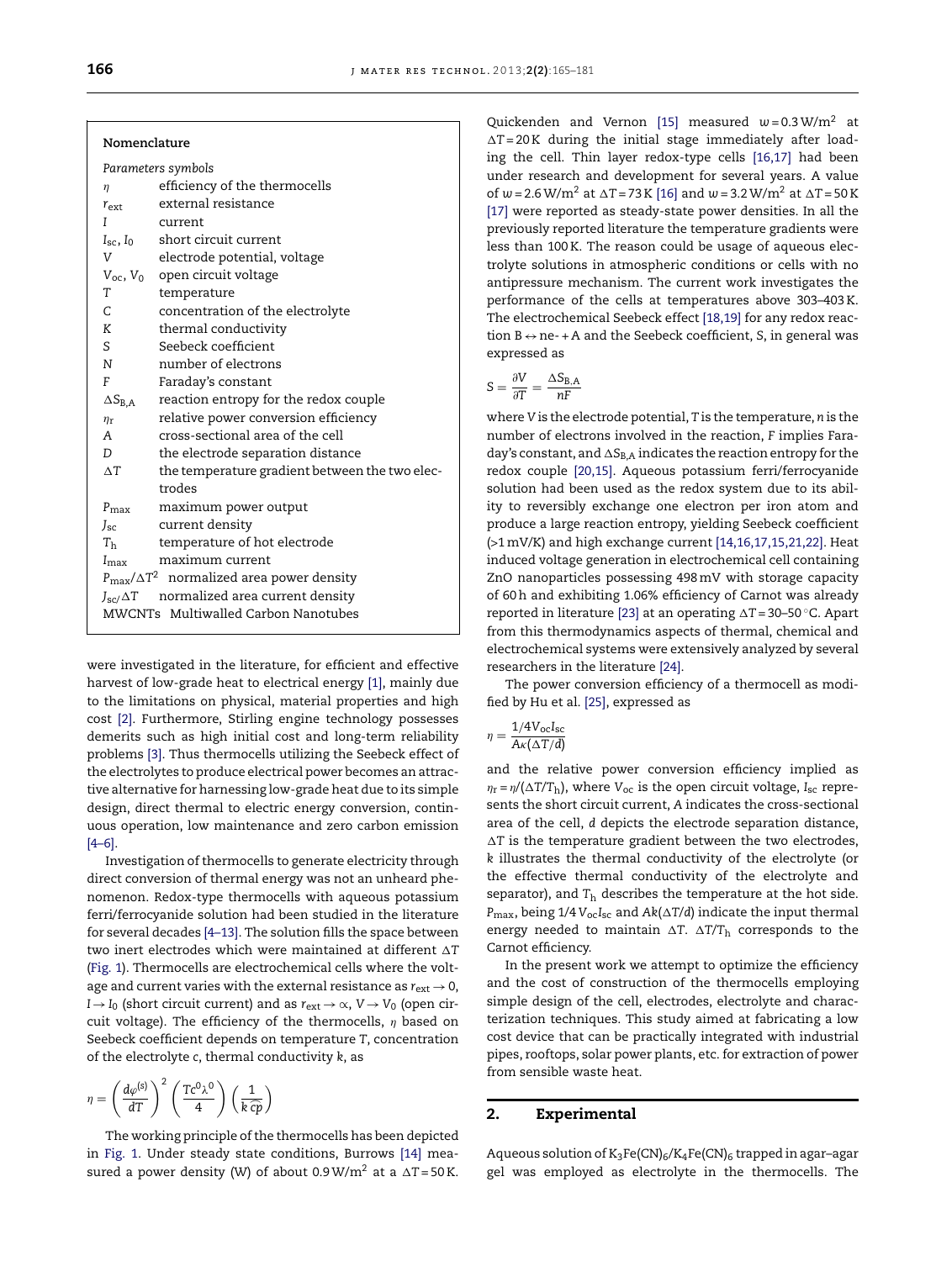**Nomenclature**

*Parameters symbols*

| | |
|---|---|
| $\eta$ | efficiency of the thermocells |
| $r_{ext}$ | external resistance |
| $I$ | current |
| $I_{sc}$, $I_0$ | short circuit current |
| $V$ | electrode potential, voltage |
| $V_{oc}$, $V_0$ | open circuit voltage |
| $T$ | temperature |
| $C$ | concentration of the electrolyte |
| $K$ | thermal conductivity |
| $S$ | Seebeck coefficient |
| $N$ | number of electrons |
| $F$ | Faraday's constant |
| $\Delta S_{B,A}$ | reaction entropy for the redox couple |
| $\eta_r$ | relative power conversion efficiency |
| $A$ | cross-sectional area of the cell |
| $D$ | the electrode separation distance |
| $\Delta T$ | the temperature gradient between the two electrodes |
| $P_{max}$ | maximum power output |
| $J_{sc}$ | current density |
| $T_h$ | temperature of hot electrode |
| $I_{max}$ | maximum current |
| $P_{max}/\Delta T^2$ | normalized area power density |
| $J_{sc}/\Delta T$ | normalized area current density |
| MWCNTs | Multiwalled Carbon Nanotubes |

were investigated in the literature, for efficient and effective harvest of low-grade heat to electrical energy [1], mainly due to the limitations on physical, material properties and high cost [2]. Furthermore, Stirling engine technology possesses demerits such as high initial cost and long-term reliability problems [3]. Thus thermocells utilizing the Seebeck effect of the electrolytes to produce electrical power becomes an attractive alternative for harnessing low-grade heat due to its simple design, direct thermal to electric energy conversion, continuous operation, low maintenance and zero carbon emission [4–6].

Investigation of thermocells to generate electricity through direct conversion of thermal energy was not an unheard phenomenon. Redox-type thermocells with aqueous potassium ferri/ferrocyanide solution had been studied in the literature for several decades [4–13]. The solution fills the space between two inert electrodes which were maintained at different $\Delta T$ (Fig. 1). Thermocells are electrochemical cells where the voltage and current varies with the external resistance as $r_{ext} \to 0$, $I \to I_0$ (short circuit current) and as $r_{ext} \to \infty$, $V \to V_0$ (open circuit voltage). The efficiency of the thermocells, $\eta$ based on Seebeck coefficient depends on temperature $T$, concentration of the electrolyte $c$, thermal conductivity $k$, as

$$\eta = \left(\frac{d\varphi^{(s)}}{dT}\right)^2 \left(\frac{Tc^0\lambda^0}{4}\right)\left(\frac{1}{k\,\widehat{cp}}\right)$$

The working principle of the thermocells has been depicted in Fig. 1. Under steady state conditions, Burrows [14] measured a power density (W) of about $0.9\,\mathrm{W/m^2}$ at a $\Delta T = 50\,\mathrm{K}$. Quickenden and Vernon [15] measured $w = 0.3\,\mathrm{W/m^2}$ at $\Delta T = 20\,\mathrm{K}$ during the initial stage immediately after loading the cell. Thin layer redox-type cells [16,17] had been under research and development for several years. A value of $w = 2.6\,\mathrm{W/m^2}$ at $\Delta T = 73\,\mathrm{K}$ [16] and $w = 3.2\,\mathrm{W/m^2}$ at $\Delta T = 50\,\mathrm{K}$ [17] were reported as steady-state power densities. In all the previously reported literature the temperature gradients were less than 100 K. The reason could be usage of aqueous electrolyte solutions in atmospheric conditions or cells with no antipressure mechanism. The current work investigates the performance of the cells at temperatures above 303–403 K. The electrochemical Seebeck effect [18,19] for any redox reaction $B \leftrightarrow ne^- + A$ and the Seebeck coefficient, S, in general was expressed as

$$S = \frac{\partial V}{\partial T} = \frac{\Delta S_{B,A}}{nF}$$

where $V$ is the electrode potential, $T$ is the temperature, $n$ is the number of electrons involved in the reaction, $F$ implies Faraday's constant, and $\Delta S_{B,A}$ indicates the reaction entropy for the redox couple [20,15]. Aqueous potassium ferri/ferrocyanide solution had been used as the redox system due to its ability to reversibly exchange one electron per iron atom and produce a large reaction entropy, yielding Seebeck coefficient (>1 mV/K) and high exchange current [14,16,17,15,21,22]. Heat induced voltage generation in electrochemical cell containing ZnO nanoparticles possessing 498 mV with storage capacity of 60 h and exhibiting 1.06% efficiency of Carnot was already reported in literature [23] at an operating $\Delta T = 30$–$50\,^\circ\mathrm{C}$. Apart from this thermodynamics aspects of thermal, chemical and electrochemical systems were extensively analyzed by several researchers in the literature [24].

The power conversion efficiency of a thermocell as modified by Hu et al. [25], expressed as

$$\eta = \frac{1/4 V_{oc} I_{sc}}{A\kappa(\Delta T/d)}$$

and the relative power conversion efficiency implied as $\eta_r = \eta/(\Delta T/T_h)$, where $V_{oc}$ is the open circuit voltage, $I_{sc}$ represents the short circuit current, $A$ indicates the cross-sectional area of the cell, $d$ depicts the electrode separation distance, $\Delta T$ is the temperature gradient between the two electrodes, $k$ illustrates the thermal conductivity of the electrolyte (or the effective thermal conductivity of the electrolyte and separator), and $T_h$ describes the temperature at the hot side. $P_{max}$, being $1/4\,V_{oc}I_{sc}$ and $Ak(\Delta T/d)$ indicate the input thermal energy needed to maintain $\Delta T$. $\Delta T/T_h$ corresponds to the Carnot efficiency.

In the present work we attempt to optimize the efficiency and the cost of construction of the thermocells employing simple design of the cell, electrodes, electrolyte and characterization techniques. This study aimed at fabricating a low cost device that can be practically integrated with industrial pipes, rooftops, solar power plants, etc. for extraction of power from sensible waste heat.

## 2. Experimental

Aqueous solution of $K_3Fe(CN)_6/K_4Fe(CN)_6$ trapped in agar–agar gel was employed as electrolyte in the thermocells. The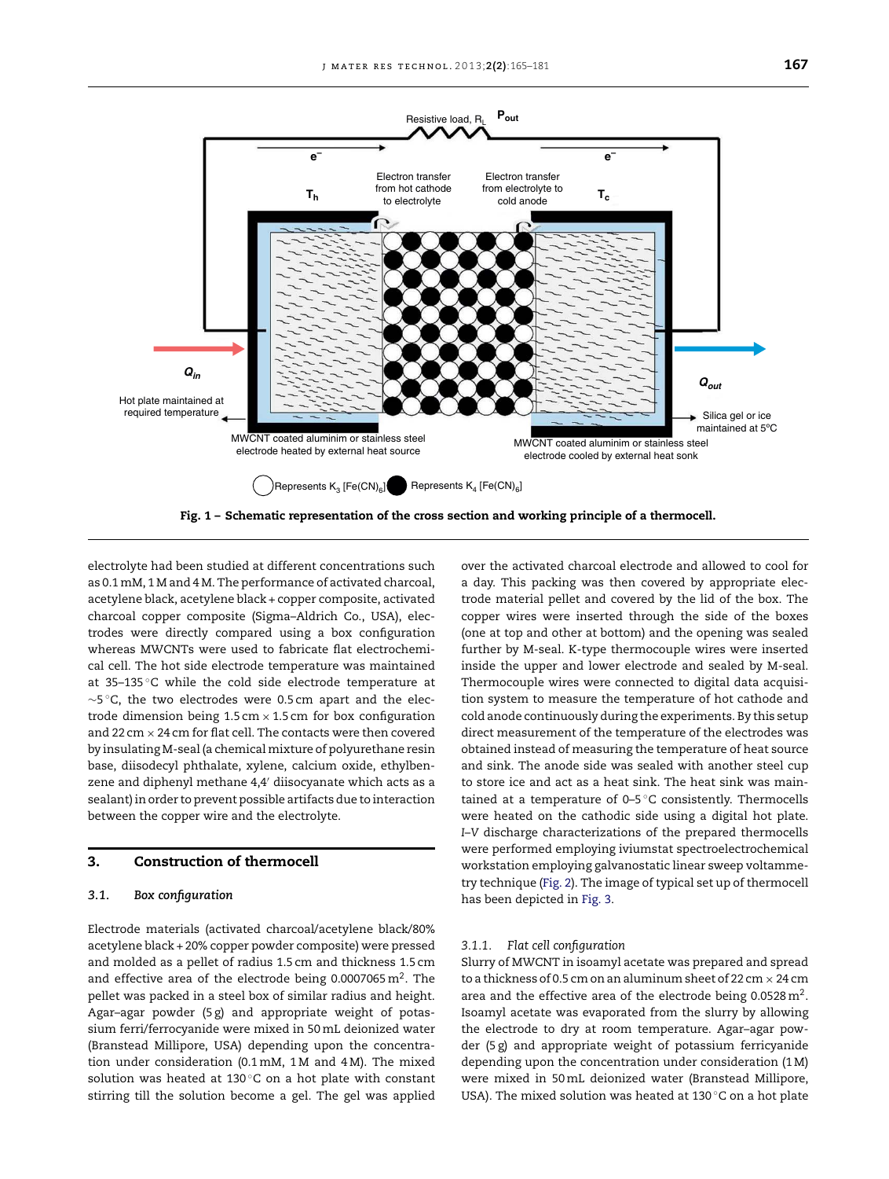Fig. 1 – Schematic representation of the cross section and working principle of a thermocell.

electrolyte had been studied at different concentrations such as 0.1 mM, 1 M and 4 M. The performance of activated charcoal, acetylene black, acetylene black + copper composite, activated charcoal copper composite (Sigma–Aldrich Co., USA), electrodes were directly compared using a box configuration whereas MWCNTs were used to fabricate flat electrochemical cell. The hot side electrode temperature was maintained at 35–135 °C while the cold side electrode temperature at ~5 °C, the two electrodes were 0.5 cm apart and the electrode dimension being 1.5 cm × 1.5 cm for box configuration and 22 cm × 24 cm for flat cell. The contacts were then covered by insulating M-seal (a chemical mixture of polyurethane resin base, diisodecyl phthalate, xylene, calcium oxide, ethylbenzene and diphenyl methane 4,4′ diisocyanate which acts as a sealant) in order to prevent possible artifacts due to interaction between the copper wire and the electrolyte.

## 3. Construction of thermocell

### 3.1. Box configuration

Electrode materials (activated charcoal/acetylene black/80% acetylene black + 20% copper powder composite) were pressed and molded as a pellet of radius 1.5 cm and thickness 1.5 cm and effective area of the electrode being 0.0007065 $m^2$. The pellet was packed in a steel box of similar radius and height. Agar–agar powder (5 g) and appropriate weight of potassium ferri/ferrocyanide were mixed in 50 mL deionized water (Branstead Millipore, USA) depending upon the concentration under consideration (0.1 mM, 1 M and 4 M). The mixed solution was heated at 130 °C on a hot plate with constant stirring till the solution become a gel. The gel was applied over the activated charcoal electrode and allowed to cool for a day. This packing was then covered by appropriate electrode material pellet and covered by the lid of the box. The copper wires were inserted through the side of the boxes (one at top and other at bottom) and the opening was sealed further by M-seal. K-type thermocouple wires were inserted inside the upper and lower electrode and sealed by M-seal. Thermocouple wires were connected to digital data acquisition system to measure the temperature of hot cathode and cold anode continuously during the experiments. By this setup direct measurement of the temperature of the electrodes was obtained instead of measuring the temperature of heat source and sink. The anode side was sealed with another steel cup to store ice and act as a heat sink. The heat sink was maintained at a temperature of 0–5 °C consistently. Thermocells were heated on the cathodic side using a digital hot plate. *I–V* discharge characterizations of the prepared thermocells were performed employing iviumstat spectroelectrochemical workstation employing galvanostatic linear sweep voltammetry technique (Fig. 2). The image of typical set up of thermocell has been depicted in Fig. 3.

#### 3.1.1. Flat cell configuration

Slurry of MWCNT in isoamyl acetate was prepared and spread to a thickness of 0.5 cm on an aluminum sheet of 22 cm × 24 cm area and the effective area of the electrode being 0.0528 $m^2$. Isoamyl acetate was evaporated from the slurry by allowing the electrode to dry at room temperature. Agar–agar powder (5 g) and appropriate weight of potassium ferricyanide depending upon the concentration under consideration (1 M) were mixed in 50 mL deionized water (Branstead Millipore, USA). The mixed solution was heated at 130 °C on a hot plate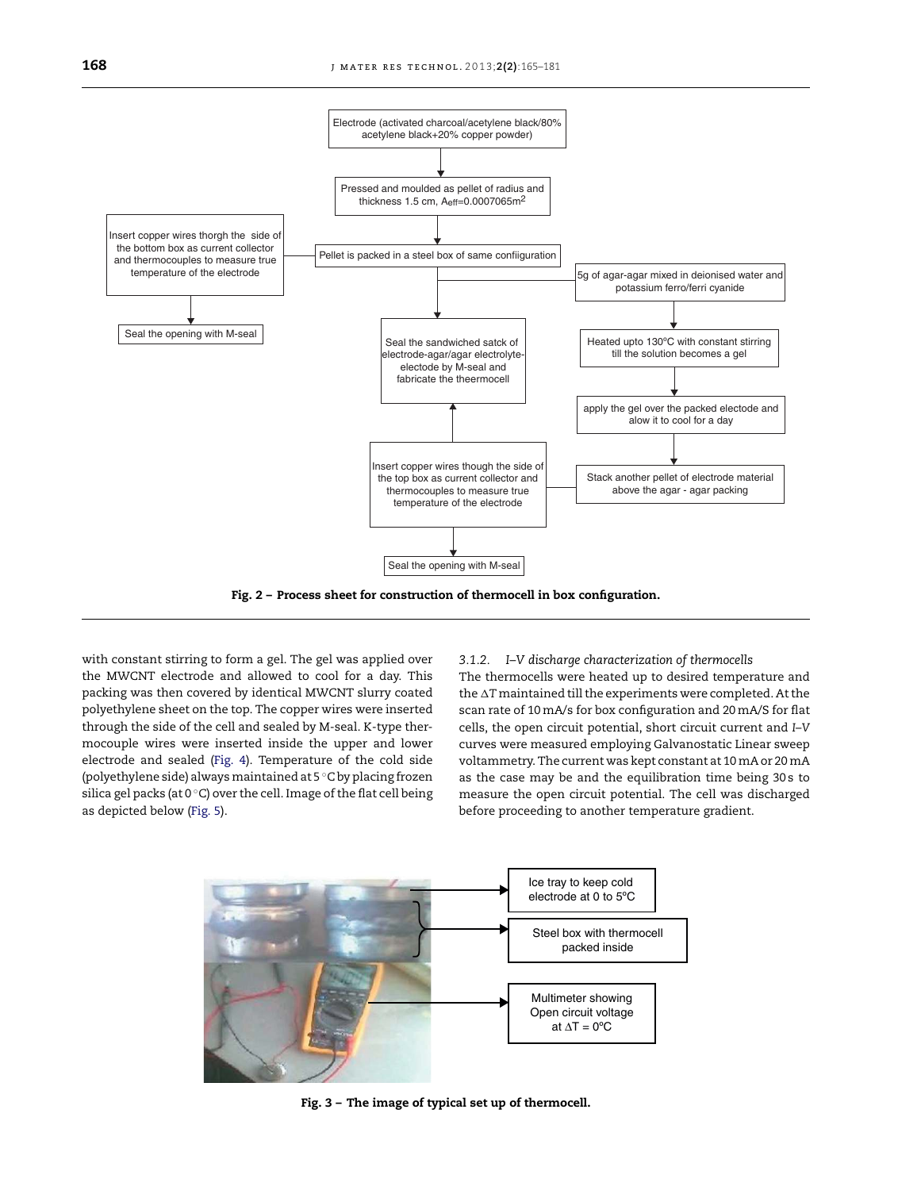Fig. 2 – Process sheet for construction of thermocell in box configuration.

with constant stirring to form a gel. The gel was applied over the MWCNT electrode and allowed to cool for a day. This packing was then covered by identical MWCNT slurry coated polyethylene sheet on the top. The copper wires were inserted through the side of the cell and sealed by M-seal. K-type thermocouple wires were inserted inside the upper and lower electrode and sealed (Fig. 4). Temperature of the cold side (polyethylene side) always maintained at 5 °C by placing frozen silica gel packs (at 0 °C) over the cell. Image of the flat cell being as depicted below (Fig. 5).

#### 3.1.2. *I–V discharge characterization of thermocells*

The thermocells were heated up to desired temperature and the $\Delta T$ maintained till the experiments were completed. At the scan rate of 10 mA/s for box configuration and 20 mA/S for flat cells, the open circuit potential, short circuit current and *I–V* curves were measured employing Galvanostatic Linear sweep voltammetry. The current was kept constant at 10 mA or 20 mA as the case may be and the equilibration time being 30 s to measure the open circuit potential. The cell was discharged before proceeding to another temperature gradient.

Fig. 3 – The image of typical set up of thermocell.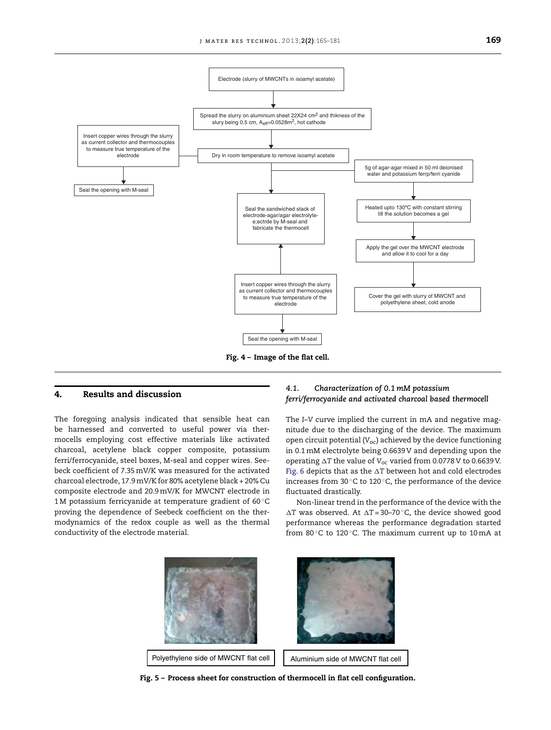Electrode (slurry of MWCNTs in isoamyl acetate)

Spread the slurry on aluminium sheet 22X24 cm$^2$ and thikness of the slury being 0.5 cm, $A_{eff}$=0.0528m$^2$, hot cathode

Insert copper wires through the slurry as current collector and thermocouples to measure true temperature of the electrode

Seal the opening with M-seal

Dry in room temperature to remove isoamyl acetate

5g of agar-agar mixed in 50 ml deionised water and potassium ferrp/ferri cyanide

Heated upto 130ºC with constant stirring till the solution becomes a gel

Seal the sandwiched stack of electrode-agar/agar electrolyte-e;ectrde by M-seal and fabricate the thermocell

Apply the gel over the MWCNT electrode and allow it to cool for a day

Insert copper wires through the slurry as current collector and thermocouples to measure true temperature of the electrode

Cover the gel with slurry of MWCNT and polyethylene sheet, cold anode

Seal the opening with M-seal

**Fig. 4 – Image of the flat cell.**

## 4. Results and discussion

The foregoing analysis indicated that sensible heat can be harnessed and converted to useful power via thermocells employing cost effective materials like activated charcoal, acetylene black copper composite, potassium ferri/ferrocyanide, steel boxes, M-seal and copper wires. Seebeck coefficient of 7.35 mV/K was measured for the activated charcoal electrode, 17.9 mV/K for 80% acetylene black + 20% Cu composite electrode and 20.9 mV/K for MWCNT electrode in 1 M potassium ferricyanide at temperature gradient of 60 °C proving the dependence of Seebeck coefficient on the thermodynamics of the redox couple as well as the thermal conductivity of the electrode material.

### 4.1. *Characterization of 0.1 mM potassium ferri/ferrocyanide and activated charcoal based thermocell*

The *I–V* curve implied the current in mA and negative magnitude due to the discharging of the device. The maximum open circuit potential ($V_{oc}$) achieved by the device functioning in 0.1 mM electrolyte being 0.6639 V and depending upon the operating $\Delta T$ the value of $V_{oc}$ varied from 0.0778 V to 0.6639 V. Fig. 6 depicts that as the $\Delta T$ between hot and cold electrodes increases from 30 °C to 120 °C, the performance of the device fluctuated drastically.

Non-linear trend in the performance of the device with the $\Delta T$ was observed. At $\Delta T$ = 30–70 °C, the device showed good performance whereas the performance degradation started from 80 °C to 120 °C. The maximum current up to 10 mA at

Polyethylene side of MWCNT flat cell

Aluminium side of MWCNT flat cell

**Fig. 5 – Process sheet for construction of thermocell in flat cell configuration.**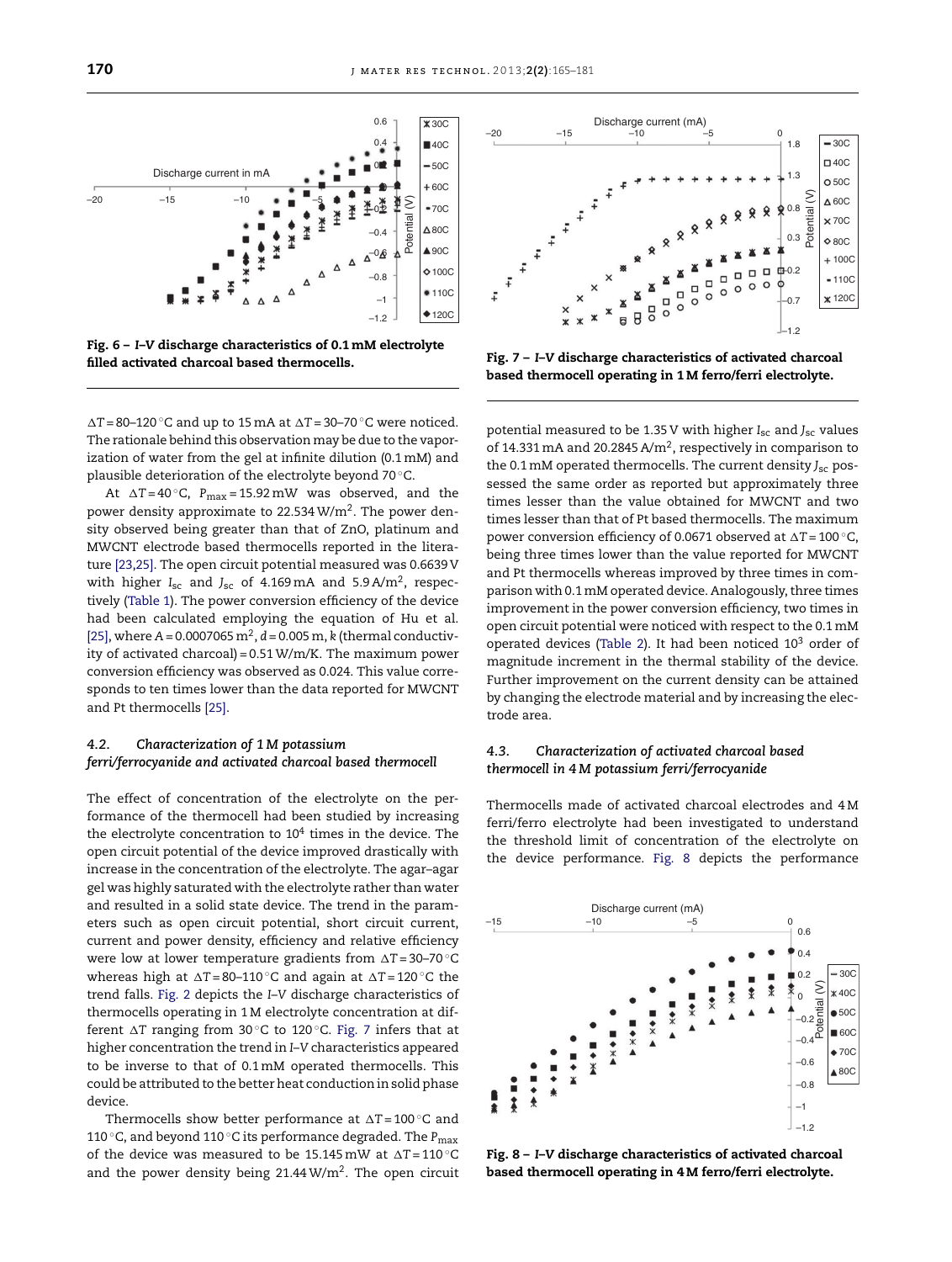Fig. 6 – *I–V* discharge characteristics of 0.1 mM electrolyte filled activated charcoal based thermocells.

Fig. 7 – *I–V* discharge characteristics of activated charcoal based thermocell operating in 1 M ferro/ferri electrolyte.

$\Delta T$ = 80–120 °C and up to 15 mA at $\Delta T$ = 30–70 °C were noticed. The rationale behind this observation may be due to the vaporization of water from the gel at infinite dilution (0.1 mM) and plausible deterioration of the electrolyte beyond 70 °C.

At $\Delta T$ = 40 °C, $P_{max}$ = 15.92 mW was observed, and the power density approximate to 22.534 W/m$^2$. The power density observed being greater than that of ZnO, platinum and MWCNT electrode based thermocells reported in the literature [23,25]. The open circuit potential measured was 0.6639 V with higher $I_{sc}$ and $J_{sc}$ of 4.169 mA and 5.9 A/m$^2$, respectively (Table 1). The power conversion efficiency of the device had been calculated employing the equation of Hu et al. [25], where $A$ = 0.0007065 m$^2$, $d$ = 0.005 m, $k$ (thermal conductivity of activated charcoal) = 0.51 W/m/K. The maximum power conversion efficiency was observed as 0.024. This value corresponds to ten times lower than the data reported for MWCNT and Pt thermocells [25].

### 4.2. Characterization of 1 M potassium ferri/ferrocyanide and activated charcoal based thermocell

The effect of concentration of the electrolyte on the performance of the thermocell had been studied by increasing the electrolyte concentration to 10$^4$ times in the device. The open circuit potential of the device improved drastically with increase in the concentration of the electrolyte. The agar–agar gel was highly saturated with the electrolyte rather than water and resulted in a solid state device. The trend in the parameters such as open circuit potential, short circuit current, current and power density, efficiency and relative efficiency were low at lower temperature gradients from $\Delta T$ = 30–70 °C whereas high at $\Delta T$ = 80–110 °C and again at $\Delta T$ = 120 °C the trend falls. Fig. 2 depicts the *I–V* discharge characteristics of thermocells operating in 1 M electrolyte concentration at different $\Delta T$ ranging from 30 °C to 120 °C. Fig. 7 infers that at higher concentration the trend in *I–V* characteristics appeared to be inverse to that of 0.1 mM operated thermocells. This could be attributed to the better heat conduction in solid phase device.

Thermocells show better performance at $\Delta T$ = 100 °C and 110 °C, and beyond 110 °C its performance degraded. The $P_{max}$ of the device was measured to be 15.145 mW at $\Delta T$ = 110 °C and the power density being 21.44 W/m$^2$. The open circuit potential measured to be 1.35 V with higher $I_{sc}$ and $J_{sc}$ values of 14.331 mA and 20.2845 A/m$^2$, respectively in comparison to the 0.1 mM operated thermocells. The current density $J_{sc}$ possessed the same order as reported but approximately three times lesser than the value obtained for MWCNT and two times lesser than that of Pt based thermocells. The maximum power conversion efficiency of 0.0671 observed at $\Delta T$ = 100 °C, being three times lower than the value reported for MWCNT and Pt thermocells whereas improved by three times in comparison with 0.1 mM operated device. Analogously, three times improvement in the power conversion efficiency, two times in open circuit potential were noticed with respect to the 0.1 mM operated devices (Table 2). It had been noticed 10$^3$ order of magnitude increment in the thermal stability of the device. Further improvement on the current density can be attained by changing the electrode material and by increasing the electrode area.

### 4.3. Characterization of activated charcoal based thermocell in 4 M potassium ferri/ferrocyanide

Thermocells made of activated charcoal electrodes and 4 M ferri/ferro electrolyte had been investigated to understand the threshold limit of concentration of the electrolyte on the device performance. Fig. 8 depicts the performance

Fig. 8 – *I–V* discharge characteristics of activated charcoal based thermocell operating in 4 M ferro/ferri electrolyte.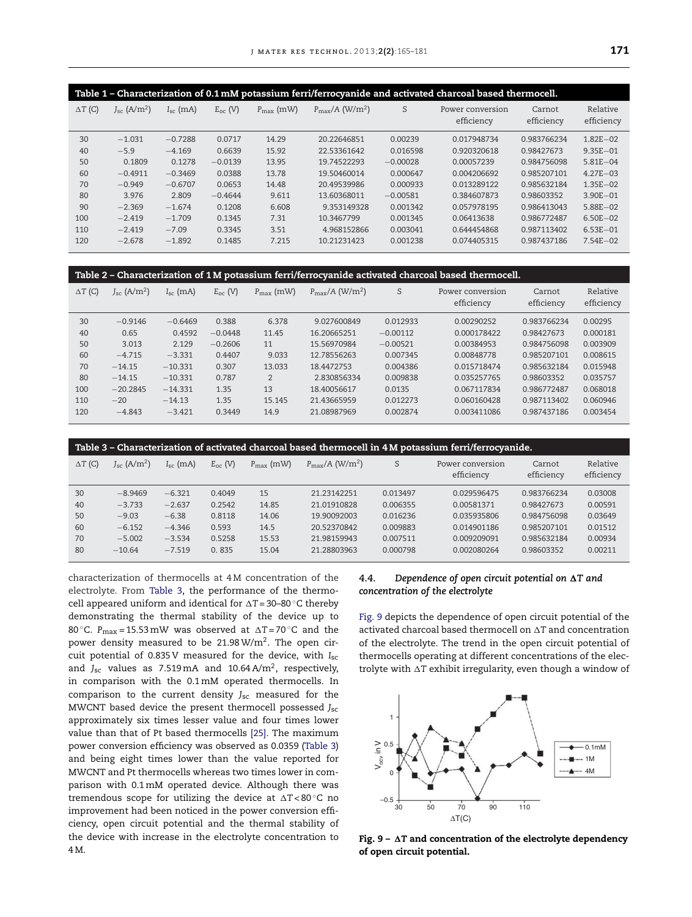**Table 1 – Characterization of 0.1 mM potassium ferri/ferrocyanide and activated charcoal based thermocell.**

| ΔT (C) | $J_{sc}$ (A/m$^2$) | $I_{sc}$ (mA) | $E_{oc}$ (V) | $P_{max}$ (mW) | $P_{max}/A$ (W/m$^2$) | S | Power conversion efficiency | Carnot efficiency | Relative efficiency |
|---|---|---|---|---|---|---|---|---|---|
| 30 | −1.031 | −0.7288 | 0.0717 | 14.29 | 20.22646851 | 0.00239 | 0.017948734 | 0.983766234 | 1.82E−02 |
| 40 | −5.9 | −4.169 | 0.6639 | 15.92 | 22.53361642 | 0.016598 | 0.920320618 | 0.98427673 | 9.35E−01 |
| 50 | 0.1809 | 0.1278 | −0.0139 | 13.95 | 19.74522293 | −0.00028 | 0.00057239 | 0.984756098 | 5.81E−04 |
| 60 | −0.4911 | −0.3469 | 0.0388 | 13.78 | 19.50460014 | 0.000647 | 0.004206692 | 0.985207101 | 4.27E−03 |
| 70 | −0.949 | −0.6707 | 0.0653 | 14.48 | 20.49539986 | 0.000933 | 0.013289122 | 0.985632184 | 1.35E−02 |
| 80 | 3.976 | 2.809 | −0.4644 | 9.611 | 13.60368011 | −0.00581 | 0.384607873 | 0.98603352 | 3.90E−01 |
| 90 | −2.369 | −1.674 | 0.1208 | 6.608 | 9.353149328 | 0.001342 | 0.057978195 | 0.986413043 | 5.88E−02 |
| 100 | −2.419 | −1.709 | 0.1345 | 7.31 | 10.3467799 | 0.001345 | 0.06413638 | 0.986772487 | 6.50E−02 |
| 110 | −2.419 | −7.09 | 0.3345 | 3.51 | 4.968152866 | 0.003041 | 0.644454868 | 0.987113402 | 6.53E−01 |
| 120 | −2.678 | −1.892 | 0.1485 | 7.215 | 10.21231423 | 0.001238 | 0.074405315 | 0.987437186 | 7.54E−02 |

**Table 2 – Characterization of 1 M potassium ferri/ferrocyanide activated charcoal based thermocell.**

| ΔT (C) | $J_{sc}$ (A/m$^2$) | $I_{sc}$ (mA) | $E_{oc}$ (V) | $P_{max}$ (mW) | $P_{max}/A$ (W/m$^2$) | S | Power conversion efficiency | Carnot efficiency | Relative efficiency |
|---|---|---|---|---|---|---|---|---|---|
| 30 | −0.9146 | −0.6469 | 0.388 | 6.378 | 9.027600849 | 0.012933 | 0.00290252 | 0.983766234 | 0.00295 |
| 40 | 0.65 | 0.4592 | −0.0448 | 11.45 | 16.20665251 | −0.00112 | 0.000178422 | 0.98427673 | 0.000181 |
| 50 | 3.013 | 2.129 | −0.2606 | 11 | 15.56970984 | −0.00521 | 0.00384953 | 0.984756098 | 0.003909 |
| 60 | −4.715 | −3.331 | 0.4407 | 9.033 | 12.78556263 | 0.007345 | 0.00848778 | 0.985207101 | 0.008615 |
| 70 | −14.15 | −10.331 | 0.307 | 13.033 | 18.4472753 | 0.004386 | 0.015718474 | 0.985632184 | 0.015948 |
| 80 | −14.15 | −10.331 | 0.787 | 2 | 2.830856334 | 0.009838 | 0.035257765 | 0.98603352 | 0.035757 |
| 100 | −20.2845 | −14.331 | 1.35 | 13 | 18.40056617 | 0.0135 | 0.067117834 | 0.986772487 | 0.068018 |
| 110 | −20 | −14.13 | 1.35 | 15.145 | 21.43665959 | 0.012273 | 0.060160428 | 0.987113402 | 0.060946 |
| 120 | −4.843 | −3.421 | 0.3449 | 14.9 | 21.08987969 | 0.002874 | 0.003411086 | 0.987437186 | 0.003454 |

**Table 3 – Characterization of activated charcoal based thermocell in 4 M potassium ferri/ferrocyanide.**

| ΔT (C) | $J_{sc}$ (A/m$^2$) | $I_{sc}$ (mA) | $E_{oc}$ (V) | $P_{max}$ (mW) | $P_{max}/A$ (W/m$^2$) | S | Power conversion efficiency | Carnot efficiency | Relative efficiency |
|---|---|---|---|---|---|---|---|---|---|
| 30 | −8.9469 | −6.321 | 0.4049 | 15 | 21.23142251 | 0.013497 | 0.029596475 | 0.983766234 | 0.03008 |
| 40 | −3.733 | −2.637 | 0.2542 | 14.85 | 21.01910828 | 0.006355 | 0.00581371 | 0.98427673 | 0.00591 |
| 50 | −9.03 | −6.38 | 0.8118 | 14.06 | 19.90092003 | 0.016236 | 0.035935806 | 0.984756098 | 0.03649 |
| 60 | −6.152 | −4.346 | 0.593 | 14.5 | 20.52370842 | 0.009883 | 0.014901186 | 0.985207101 | 0.01512 |
| 70 | −5.002 | −3.534 | 0.5258 | 15.53 | 21.98159943 | 0.007511 | 0.009209091 | 0.985632184 | 0.00934 |
| 80 | −10.64 | −7.519 | 0. 835 | 15.04 | 21.28803963 | 0.000798 | 0.002080264 | 0.98603352 | 0.00211 |

characterization of thermocells at 4 M concentration of the electrolyte. From Table 3, the performance of the thermocell appeared uniform and identical for ΔT = 30–80 °C thereby demonstrating the thermal stability of the device up to 80 °C. $P_{max}$ = 15.53 mW was observed at ΔT = 70 °C and the power density measured to be 21.98 W/m$^2$. The open circuit potential of 0.835 V measured for the device, with $I_{sc}$ and $J_{sc}$ values as 7.519 mA and 10.64 A/m$^2$, respectively, in comparison with the 0.1 mM operated thermocells. In comparison to the current density $J_{sc}$ measured for the MWCNT based device the present thermocell possessed $J_{sc}$ approximately six times lesser value and four times lower value than that of Pt based thermocells [25]. The maximum power conversion efficiency was observed as 0.0359 (Table 3) and being eight times lower than the value reported for MWCNT and Pt thermocells whereas two times lower in comparison with 0.1 mM operated device. Although there was tremendous scope for utilizing the device at ΔT < 80 °C no improvement had been noticed in the power conversion efficiency, open circuit potential and the thermal stability of the device with increase in the electrolyte concentration to 4 M.

### 4.4. *Dependence of open circuit potential on ΔT and concentration of the electrolyte*

Fig. 9 depicts the dependence of open circuit potential of the activated charcoal based thermocell on ΔT and concentration of the electrolyte. The trend in the open circuit potential of thermocells operating at different concentrations of the electrolyte with ΔT exhibit irregularity, even though a window of

**Fig. 9 – ΔT and concentration of the electrolyte dependency of open circuit potential.**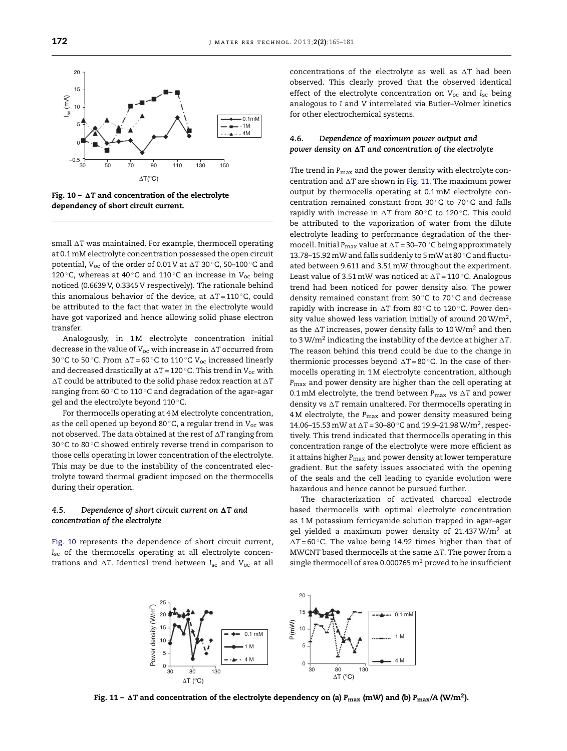Fig. 10 – $\Delta T$ and concentration of the electrolyte dependency of short circuit current.

small $\Delta T$ was maintained. For example, thermocell operating at 0.1 mM electrolyte concentration possessed the open circuit potential, $V_{oc}$ of the order of 0.01 V at $\Delta T$ 30 °C, 50–100 °C and 120 °C, whereas at 40 °C and 110 °C an increase in $V_{oc}$ being noticed (0.6639 V, 0.3345 V respectively). The rationale behind this anomalous behavior of the device, at $\Delta T = 110$ °C, could be attributed to the fact that water in the electrolyte would have got vaporized and hence allowing solid phase electron transfer.

Analogously, in 1 M electrolyte concentration initial decrease in the value of $V_{oc}$ with increase in $\Delta T$ occurred from 30 °C to 50 °C. From $\Delta T = 60$ °C to 110 °C $V_{oc}$ increased linearly and decreased drastically at $\Delta T = 120$ °C. This trend in $V_{oc}$ with $\Delta T$ could be attributed to the solid phase redox reaction at $\Delta T$ ranging from 60 °C to 110 °C and degradation of the agar–agar gel and the electrolyte beyond 110 °C.

For thermocells operating at 4 M electrolyte concentration, as the cell opened up beyond 80 °C, a regular trend in $V_{oc}$ was not observed. The data obtained at the rest of $\Delta T$ ranging from 30 °C to 80 °C showed entirely reverse trend in comparison to those cells operating in lower concentration of the electrolyte. This may be due to the instability of the concentrated electrolyte toward thermal gradient imposed on the thermocells during their operation.

### 4.5. *Dependence of short circuit current on $\Delta T$ and concentration of the electrolyte*

Fig. 10 represents the dependence of short circuit current, $I_{sc}$ of the thermocells operating at all electrolyte concentrations and $\Delta T$. Identical trend between $I_{sc}$ and $V_{oc}$ at all concentrations of the electrolyte as well as $\Delta T$ had been observed. This clearly proved that the observed identical effect of the electrolyte concentration on $V_{oc}$ and $I_{sc}$ being analogous to *I* and *V* interrelated via Butler–Volmer kinetics for other electrochemical systems.

### 4.6. *Dependence of maximum power output and power density on $\Delta T$ and concentration of the electrolyte*

The trend in $P_{max}$ and the power density with electrolyte concentration and $\Delta T$ are shown in Fig. 11. The maximum power output by thermocells operating at 0.1 mM electrolyte concentration remained constant from 30 °C to 70 °C and falls rapidly with increase in $\Delta T$ from 80 °C to 120 °C. This could be attributed to the vaporization of water from the dilute electrolyte leading to performance degradation of the thermocell. Initial $P_{max}$ value at $\Delta T = 30$–70 °C being approximately 13.78–15.92 mW and falls suddenly to 5 mW at 80 °C and fluctuated between 9.611 and 3.51 mW throughout the experiment. Least value of 3.51 mW was noticed at $\Delta T = 110$ °C. Analogous trend had been noticed for power density also. The power density remained constant from 30 °C to 70 °C and decrease rapidly with increase in $\Delta T$ from 80 °C to 120 °C. Power density value showed less variation initially of around 20 W/m$^2$, as the $\Delta T$ increases, power density falls to 10 W/m$^2$ and then to 3 W/m$^2$ indicating the instability of the device at higher $\Delta T$. The reason behind this trend could be due to the change in thermionic processes beyond $\Delta T = 80$ °C. In the case of thermocells operating in 1 M electrolyte concentration, although $P_{max}$ and power density are higher than the cell operating at 0.1 mM electrolyte, the trend between $P_{max}$ vs $\Delta T$ and power density vs $\Delta T$ remain unaltered. For thermocells operating in 4 M electrolyte, the $P_{max}$ and power density measured being 14.06–15.53 mW at $\Delta T = 30$–80 °C and 19.9–21.98 W/m$^2$, respectively. This trend indicated that thermocells operating in this concentration range of the electrolyte were more efficient as it attains higher $P_{max}$ and power density at lower temperature gradient. But the safety issues associated with the opening of the seals and the cell leading to cyanide evolution were hazardous and hence cannot be pursued further.

The characterization of activated charcoal electrode based thermocells with optimal electrolyte concentration as 1 M potassium ferricyanide solution trapped in agar–agar gel yielded a maximum power density of 21.437 W/m$^2$ at $\Delta T = 60$ °C. The value being 14.92 times higher than that of MWCNT based thermocells at the same $\Delta T$. The power from a single thermocell of area 0.000765 m$^2$ proved to be insufficient

Fig. 11 – $\Delta T$ and concentration of the electrolyte dependency on (a) $P_{max}$ (mW) and (b) $P_{max}/A$ (W/m$^2$).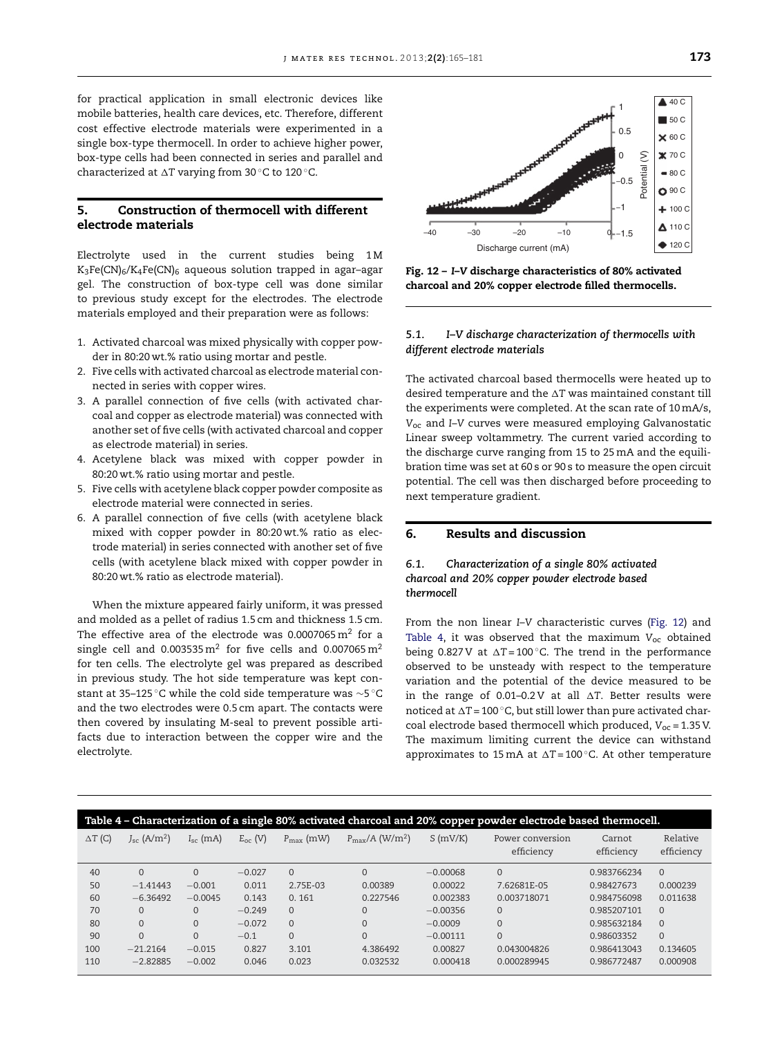for practical application in small electronic devices like mobile batteries, health care devices, etc. Therefore, different cost effective electrode materials were experimented in a single box-type thermocell. In order to achieve higher power, box-type cells had been connected in series and parallel and characterized at ΔT varying from 30 °C to 120 °C.

## 5. Construction of thermocell with different electrode materials

Electrolyte used in the current studies being 1 M $K_3Fe(CN)_6/K_4Fe(CN)_6$ aqueous solution trapped in agar–agar gel. The construction of box-type cell was done similar to previous study except for the electrodes. The electrode materials employed and their preparation were as follows:

1. Activated charcoal was mixed physically with copper powder in 80:20 wt.% ratio using mortar and pestle.
2. Five cells with activated charcoal as electrode material connected in series with copper wires.
3. A parallel connection of five cells (with activated charcoal and copper as electrode material) was connected with another set of five cells (with activated charcoal and copper as electrode material) in series.
4. Acetylene black was mixed with copper powder in 80:20 wt.% ratio using mortar and pestle.
5. Five cells with acetylene black copper powder composite as electrode material were connected in series.
6. A parallel connection of five cells (with acetylene black mixed with copper powder in 80:20 wt.% ratio as electrode material) in series connected with another set of five cells (with acetylene black mixed with copper powder in 80:20 wt.% ratio as electrode material).

When the mixture appeared fairly uniform, it was pressed and molded as a pellet of radius 1.5 cm and thickness 1.5 cm. The effective area of the electrode was 0.0007065 $m^2$ for a single cell and 0.003535 $m^2$ for five cells and 0.007065 $m^2$ for ten cells. The electrolyte gel was prepared as described in previous study. The hot side temperature was kept constant at 35–125 °C while the cold side temperature was ~5 °C and the two electrodes were 0.5 cm apart. The contacts were then covered by insulating M-seal to prevent possible artifacts due to interaction between the copper wire and the electrolyte.

**Fig. 12 – *I–V* discharge characteristics of 80% activated charcoal and 20% copper electrode filled thermocells.**

### 5.1. *I–V discharge characterization of thermocells with different electrode materials*

The activated charcoal based thermocells were heated up to desired temperature and the ΔT was maintained constant till the experiments were completed. At the scan rate of 10 mA/s, $V_{oc}$ and *I–V* curves were measured employing Galvanostatic Linear sweep voltammetry. The current varied according to the discharge curve ranging from 15 to 25 mA and the equilibration time was set at 60 s or 90 s to measure the open circuit potential. The cell was then discharged before proceeding to next temperature gradient.

## 6. Results and discussion

### 6.1. *Characterization of a single 80% activated charcoal and 20% copper powder electrode based thermocell*

From the non linear *I–V* characteristic curves (Fig. 12) and Table 4, it was observed that the maximum $V_{oc}$ obtained being 0.827 V at ΔT = 100 °C. The trend in the performance observed to be unsteady with respect to the temperature variation and the potential of the device measured to be in the range of 0.01–0.2 V at all ΔT. Better results were noticed at ΔT = 100 °C, but still lower than pure activated charcoal electrode based thermocell which produced, $V_{oc}$ = 1.35 V. The maximum limiting current the device can withstand approximates to 15 mA at ΔT = 100 °C. At other temperature

**Table 4 – Characterization of a single 80% activated charcoal and 20% copper powder electrode based thermocell.**

| ΔT (C) | $J_{sc}$ (A/m$^2$) | $I_{sc}$ (mA) | $E_{oc}$ (V) | $P_{max}$ (mW) | $P_{max}/A$ (W/m$^2$) | S (mV/K) | Power conversion efficiency | Carnot efficiency | Relative efficiency |
|---|---|---|---|---|---|---|---|---|---|
| 40 | 0 | 0 | −0.027 | 0 | 0 | −0.00068 | 0 | 0.983766234 | 0 |
| 50 | −1.41443 | −0.001 | 0.011 | 2.75E-03 | 0.00389 | 0.00022 | 7.62681E-05 | 0.98427673 | 0.000239 |
| 60 | −6.36492 | −0.0045 | 0.143 | 0. 161 | 0.227546 | 0.002383 | 0.003718071 | 0.984756098 | 0.011638 |
| 70 | 0 | 0 | −0.249 | 0 | 0 | −0.00356 | 0 | 0.985207101 | 0 |
| 80 | 0 | 0 | −0.072 | 0 | 0 | −0.0009 | 0 | 0.985632184 | 0 |
| 90 | 0 | 0 | −0.1 | 0 | 0 | −0.00111 | 0 | 0.98603352 | 0 |
| 100 | −21.2164 | −0.015 | 0.827 | 3.101 | 4.386492 | 0.00827 | 0.043004826 | 0.986413043 | 0.134605 |
| 110 | −2.82885 | −0.002 | 0.046 | 0.023 | 0.032532 | 0.000418 | 0.000289945 | 0.986772487 | 0.000908 |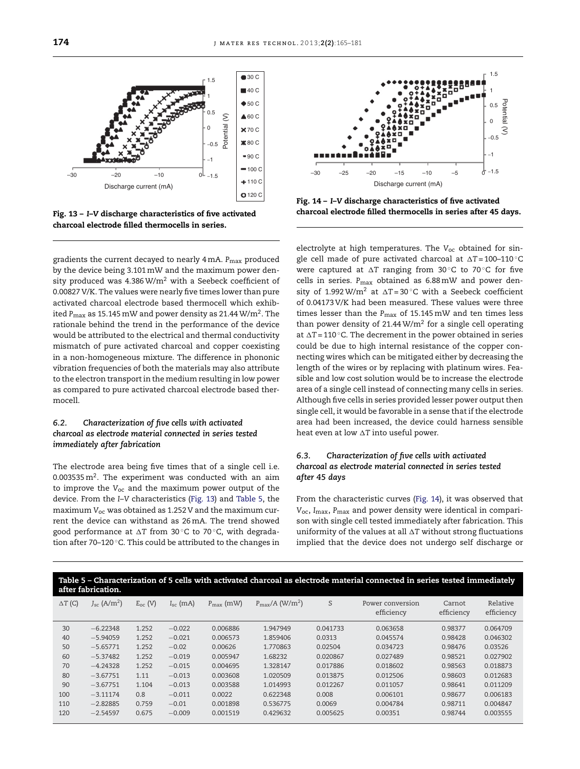Fig. 13 – *I–V* discharge characteristics of five activated charcoal electrode filled thermocells in series.

Fig. 14 – *I–V* discharge characteristics of five activated charcoal electrode filled thermocells in series after 45 days.

gradients the current decayed to nearly 4 mA. $P_{max}$ produced by the device being 3.101 mW and the maximum power density produced was 4.386 W/m$^2$ with a Seebeck coefficient of 0.00827 V/K. The values were nearly five times lower than pure activated charcoal electrode based thermocell which exhibited $P_{max}$ as 15.145 mW and power density as 21.44 W/m$^2$. The rationale behind the trend in the performance of the device would be attributed to the electrical and thermal conductivity mismatch of pure activated charcoal and copper coexisting in a non-homogeneous mixture. The difference in phononic vibration frequencies of both the materials may also attribute to the electron transport in the medium resulting in low power as compared to pure activated charcoal electrode based thermocell.

### 6.2. Characterization of five cells with activated charcoal as electrode material connected in series tested immediately after fabrication

The electrode area being five times that of a single cell i.e. 0.003535 m$^2$. The experiment was conducted with an aim to improve the $V_{oc}$ and the maximum power output of the device. From the *I–V* characteristics (Fig. 13) and Table 5, the maximum $V_{oc}$ was obtained as 1.252 V and the maximum current the device can withstand as 26 mA. The trend showed good performance at $\Delta T$ from 30 °C to 70 °C, with degradation after 70–120 °C. This could be attributed to the changes in electrolyte at high temperatures. The $V_{oc}$ obtained for single cell made of pure activated charcoal at $\Delta T$ = 100–110 °C were captured at $\Delta T$ ranging from 30 °C to 70 °C for five cells in series. $P_{max}$ obtained as 6.88 mW and power density of 1.992 W/m$^2$ at $\Delta T$ = 30 °C with a Seebeck coefficient of 0.04173 V/K had been measured. These values were three times lesser than the $P_{max}$ of 15.145 mW and ten times less than power density of 21.44 W/m$^2$ for a single cell operating at $\Delta T$ = 110 °C. The decrement in the power obtained in series could be due to high internal resistance of the copper connecting wires which can be mitigated either by decreasing the length of the wires or by replacing with platinum wires. Feasible and low cost solution would be to increase the electrode area of a single cell instead of connecting many cells in series. Although five cells in series provided lesser power output then single cell, it would be favorable in a sense that if the electrode area had been increased, the device could harness sensible heat even at low $\Delta T$ into useful power.

### 6.3. Characterization of five cells with activated charcoal as electrode material connected in series tested after 45 days

From the characteristic curves (Fig. 14), it was observed that $V_{oc}$, $I_{max}$, $P_{max}$ and power density were identical in comparison with single cell tested immediately after fabrication. This uniformity of the values at all $\Delta T$ without strong fluctuations implied that the device does not undergo self discharge or

**Table 5 – Characterization of 5 cells with activated charcoal as electrode material connected in series tested immediately after fabrication.**

| $\Delta T$ (C) | $J_{sc}$ (A/m$^2$) | $E_{oc}$ (V) | $I_{sc}$ (mA) | $P_{max}$ (mW) | $P_{max}/A$ (W/m$^2$) | S | Power conversion efficiency | Carnot efficiency | Relative efficiency |
|---|---|---|---|---|---|---|---|---|---|
| 30 | −6.22348 | 1.252 | −0.022 | 0.006886 | 1.947949 | 0.041733 | 0.063658 | 0.98377 | 0.064709 |
| 40 | −5.94059 | 1.252 | −0.021 | 0.006573 | 1.859406 | 0.0313 | 0.045574 | 0.98428 | 0.046302 |
| 50 | −5.65771 | 1.252 | −0.02 | 0.00626 | 1.770863 | 0.02504 | 0.034723 | 0.98476 | 0.03526 |
| 60 | −5.37482 | 1.252 | −0.019 | 0.005947 | 1.68232 | 0.020867 | 0.027489 | 0.98521 | 0.027902 |
| 70 | −4.24328 | 1.252 | −0.015 | 0.004695 | 1.328147 | 0.017886 | 0.018602 | 0.98563 | 0.018873 |
| 80 | −3.67751 | 1.11 | −0.013 | 0.003608 | 1.020509 | 0.013875 | 0.012506 | 0.98603 | 0.012683 |
| 90 | −3.67751 | 1.104 | −0.013 | 0.003588 | 1.014993 | 0.012267 | 0.011057 | 0.98641 | 0.011209 |
| 100 | −3.11174 | 0.8 | −0.011 | 0.0022 | 0.622348 | 0.008 | 0.006101 | 0.98677 | 0.006183 |
| 110 | −2.82885 | 0.759 | −0.01 | 0.001898 | 0.536775 | 0.0069 | 0.004784 | 0.98711 | 0.004847 |
| 120 | −2.54597 | 0.675 | −0.009 | 0.001519 | 0.429632 | 0.005625 | 0.00351 | 0.98744 | 0.003555 |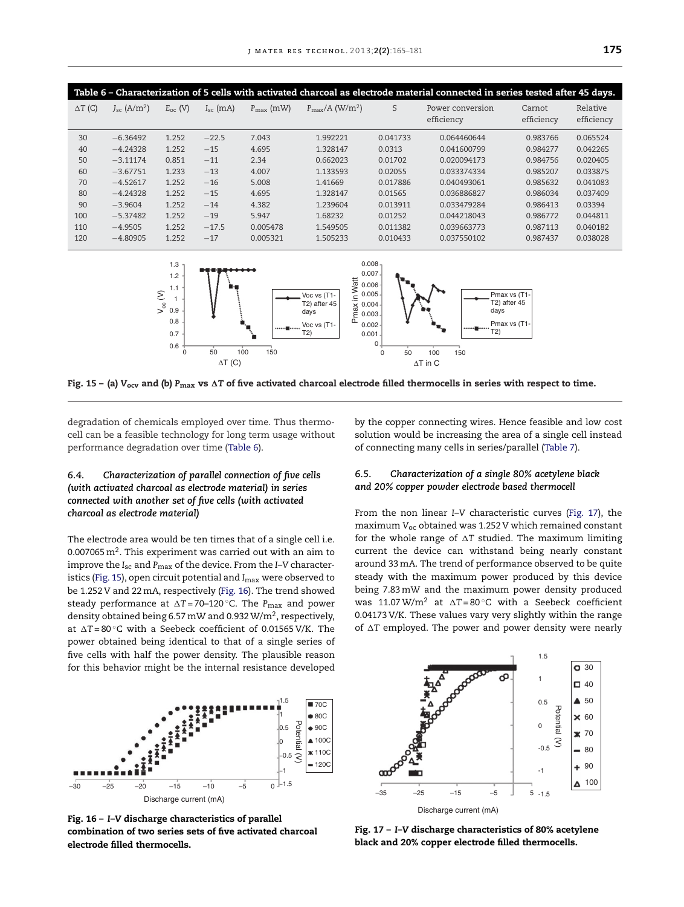**Table 6 – Characterization of 5 cells with activated charcoal as electrode material connected in series tested after 45 days.**

| ΔT (C) | $J_{sc}$ (A/m²) | $E_{oc}$ (V) | $I_{sc}$ (mA) | $P_{max}$ (mW) | $P_{max}$/A (W/m²) | S | Power conversion efficiency | Carnot efficiency | Relative efficiency |
|---|---|---|---|---|---|---|---|---|---|
| 30 | −6.36492 | 1.252 | −22.5 | 7.043 | 1.992221 | 0.041733 | 0.064460644 | 0.983766 | 0.065524 |
| 40 | −4.24328 | 1.252 | −15 | 4.695 | 1.328147 | 0.0313 | 0.041600799 | 0.984277 | 0.042265 |
| 50 | −3.11174 | 0.851 | −11 | 2.34 | 0.662023 | 0.01702 | 0.020094173 | 0.984756 | 0.020405 |
| 60 | −3.67751 | 1.233 | −13 | 4.007 | 1.133593 | 0.02055 | 0.033374334 | 0.985207 | 0.033875 |
| 70 | −4.52617 | 1.252 | −16 | 5.008 | 1.41669 | 0.017886 | 0.040493061 | 0.985632 | 0.041083 |
| 80 | −4.24328 | 1.252 | −15 | 4.695 | 1.328147 | 0.01565 | 0.036886827 | 0.986034 | 0.037409 |
| 90 | −3.9604 | 1.252 | −14 | 4.382 | 1.239604 | 0.013911 | 0.033479284 | 0.986413 | 0.03394 |
| 100 | −5.37482 | 1.252 | −19 | 5.947 | 1.68232 | 0.01252 | 0.044218043 | 0.986772 | 0.044811 |
| 110 | −4.9505 | 1.252 | −17.5 | 0.005478 | 1.549505 | 0.011382 | 0.039663773 | 0.987113 | 0.040182 |
| 120 | −4.80905 | 1.252 | −17 | 0.005321 | 1.505233 | 0.010433 | 0.037550102 | 0.987437 | 0.038028 |

**Fig. 15 – (a) $V_{ocv}$ and (b) $P_{max}$ vs ΔT of five activated charcoal electrode filled thermocells in series with respect to time.**

degradation of chemicals employed over time. Thus thermocell can be a feasible technology for long term usage without performance degradation over time (Table 6).

### 6.4. Characterization of parallel connection of five cells (with activated charcoal as electrode material) in series connected with another set of five cells (with activated charcoal as electrode material)

The electrode area would be ten times that of a single cell i.e. 0.007065 m². This experiment was carried out with an aim to improve the $I_{sc}$ and $P_{max}$ of the device. From the I–V characteristics (Fig. 15), open circuit potential and $I_{max}$ were observed to be 1.252 V and 22 mA, respectively (Fig. 16). The trend showed steady performance at ΔT = 70–120 °C. The $P_{max}$ and power density obtained being 6.57 mW and 0.932 W/m², respectively, at ΔT = 80 °C with a Seebeck coefficient of 0.01565 V/K. The power obtained being identical to that of a single series of five cells with half the power density. The plausible reason for this behavior might be the internal resistance developed by the copper connecting wires. Hence feasible and low cost solution would be increasing the area of a single cell instead of connecting many cells in series/parallel (Table 7).

**Fig. 16 – I–V discharge characteristics of parallel combination of two series sets of five activated charcoal electrode filled thermocells.**

### 6.5. Characterization of a single 80% acetylene black and 20% copper powder electrode based thermocell

From the non linear I–V characteristic curves (Fig. 17), the maximum $V_{oc}$ obtained was 1.252 V which remained constant for the whole range of ΔT studied. The maximum limiting current the device can withstand being nearly constant around 33 mA. The trend of performance observed to be quite steady with the maximum power produced by this device being 7.83 mW and the maximum power density produced was 11.07 W/m² at ΔT = 80 °C with a Seebeck coefficient 0.04173 V/K. These values vary very slightly within the range of ΔT employed. The power and power density were nearly

**Fig. 17 – I–V discharge characteristics of 80% acetylene black and 20% copper electrode filled thermocells.**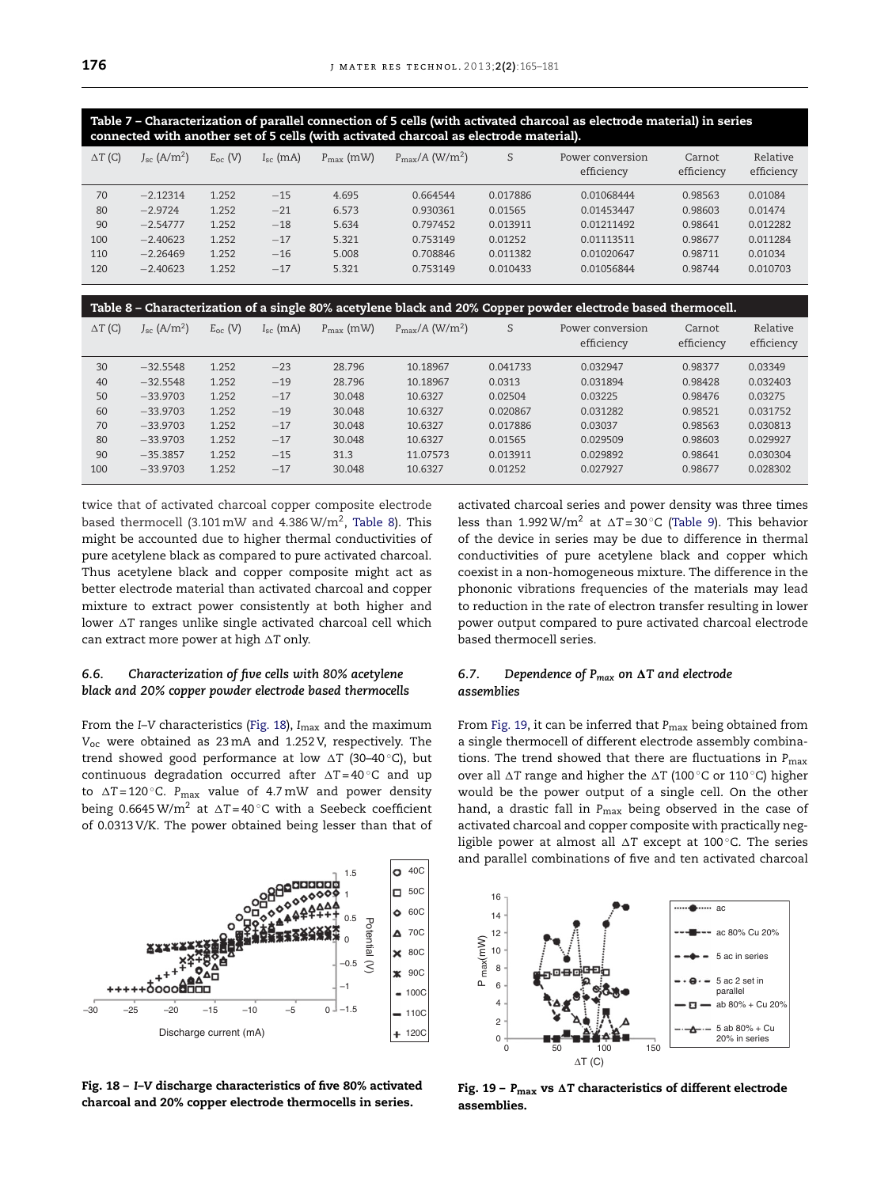**Table 7 – Characterization of parallel connection of 5 cells (with activated charcoal as electrode material) in series connected with another set of 5 cells (with activated charcoal as electrode material).**

| ΔT (C) | $J_{sc}$ (A/m$^2$) | $E_{oc}$ (V) | $I_{sc}$ (mA) | $P_{max}$ (mW) | $P_{max}/A$ (W/m$^2$) | S | Power conversion efficiency | Carnot efficiency | Relative efficiency |
|---|---|---|---|---|---|---|---|---|---|
| 70 | −2.12314 | 1.252 | −15 | 4.695 | 0.664544 | 0.017886 | 0.01068444 | 0.98563 | 0.01084 |
| 80 | −2.9724 | 1.252 | −21 | 6.573 | 0.930361 | 0.01565 | 0.01453447 | 0.98603 | 0.01474 |
| 90 | −2.54777 | 1.252 | −18 | 5.634 | 0.797452 | 0.013911 | 0.01211492 | 0.98641 | 0.012282 |
| 100 | −2.40623 | 1.252 | −17 | 5.321 | 0.753149 | 0.01252 | 0.01113511 | 0.98677 | 0.011284 |
| 110 | −2.26469 | 1.252 | −16 | 5.008 | 0.708846 | 0.011382 | 0.01020647 | 0.98711 | 0.01034 |
| 120 | −2.40623 | 1.252 | −17 | 5.321 | 0.753149 | 0.010433 | 0.01056844 | 0.98744 | 0.010703 |

**Table 8 – Characterization of a single 80% acetylene black and 20% Copper powder electrode based thermocell.**

| ΔT (C) | $J_{sc}$ (A/m$^2$) | $E_{oc}$ (V) | $I_{sc}$ (mA) | $P_{max}$ (mW) | $P_{max}/A$ (W/m$^2$) | S | Power conversion efficiency | Carnot efficiency | Relative efficiency |
|---|---|---|---|---|---|---|---|---|---|
| 30 | −32.5548 | 1.252 | −23 | 28.796 | 10.18967 | 0.041733 | 0.032947 | 0.98377 | 0.03349 |
| 40 | −32.5548 | 1.252 | −19 | 28.796 | 10.18967 | 0.0313 | 0.031894 | 0.98428 | 0.032403 |
| 50 | −33.9703 | 1.252 | −17 | 30.048 | 10.6327 | 0.02504 | 0.03225 | 0.98476 | 0.03275 |
| 60 | −33.9703 | 1.252 | −19 | 30.048 | 10.6327 | 0.020867 | 0.031282 | 0.98521 | 0.031752 |
| 70 | −33.9703 | 1.252 | −17 | 30.048 | 10.6327 | 0.017886 | 0.03037 | 0.98563 | 0.030813 |
| 80 | −33.9703 | 1.252 | −17 | 30.048 | 10.6327 | 0.01565 | 0.029509 | 0.98603 | 0.029927 |
| 90 | −35.3857 | 1.252 | −15 | 31.3 | 11.07573 | 0.013911 | 0.029892 | 0.98641 | 0.030304 |
| 100 | −33.9703 | 1.252 | −17 | 30.048 | 10.6327 | 0.01252 | 0.027927 | 0.98677 | 0.028302 |

twice that of activated charcoal copper composite electrode based thermocell (3.101 mW and 4.386 W/m$^2$, Table 8). This might be accounted due to higher thermal conductivities of pure acetylene black as compared to pure activated charcoal. Thus acetylene black and copper composite might act as better electrode material than activated charcoal and copper mixture to extract power consistently at both higher and lower ΔT ranges unlike single activated charcoal cell which can extract more power at high ΔT only.

### 6.6. *Characterization of five cells with 80% acetylene black and 20% copper powder electrode based thermocells*

From the I–V characteristics (Fig. 18), $I_{max}$ and the maximum $V_{oc}$ were obtained as 23 mA and 1.252 V, respectively. The trend showed good performance at low ΔT (30–40 °C), but continuous degradation occurred after ΔT = 40 °C and up to ΔT = 120 °C. $P_{max}$ value of 4.7 mW and power density being 0.6645 W/m$^2$ at ΔT = 40 °C with a Seebeck coefficient of 0.0313 V/K. The power obtained being lesser than that of activated charcoal series and power density was three times less than 1.992 W/m$^2$ at ΔT = 30 °C (Table 9). This behavior of the device in series may be due to difference in thermal conductivities of pure acetylene black and copper which coexist in a non-homogeneous mixture. The difference in the phononic vibrations frequencies of the materials may lead to reduction in the rate of electron transfer resulting in lower power output compared to pure activated charcoal electrode based thermocell series.

**Fig. 18 – I–V discharge characteristics of five 80% activated charcoal and 20% copper electrode thermocells in series.**

### 6.7. *Dependence of $P_{max}$ on ΔT and electrode assemblies*

From Fig. 19, it can be inferred that $P_{max}$ being obtained from a single thermocell of different electrode assembly combinations. The trend showed that there are fluctuations in $P_{max}$ over all ΔT range and higher the ΔT (100 °C or 110 °C) higher would be the power output of a single cell. On the other hand, a drastic fall in $P_{max}$ being observed in the case of activated charcoal and copper composite with practically negligible power at almost all ΔT except at 100 °C. The series and parallel combinations of five and ten activated charcoal

**Fig. 19 – $P_{max}$ vs ΔT characteristics of different electrode assemblies.**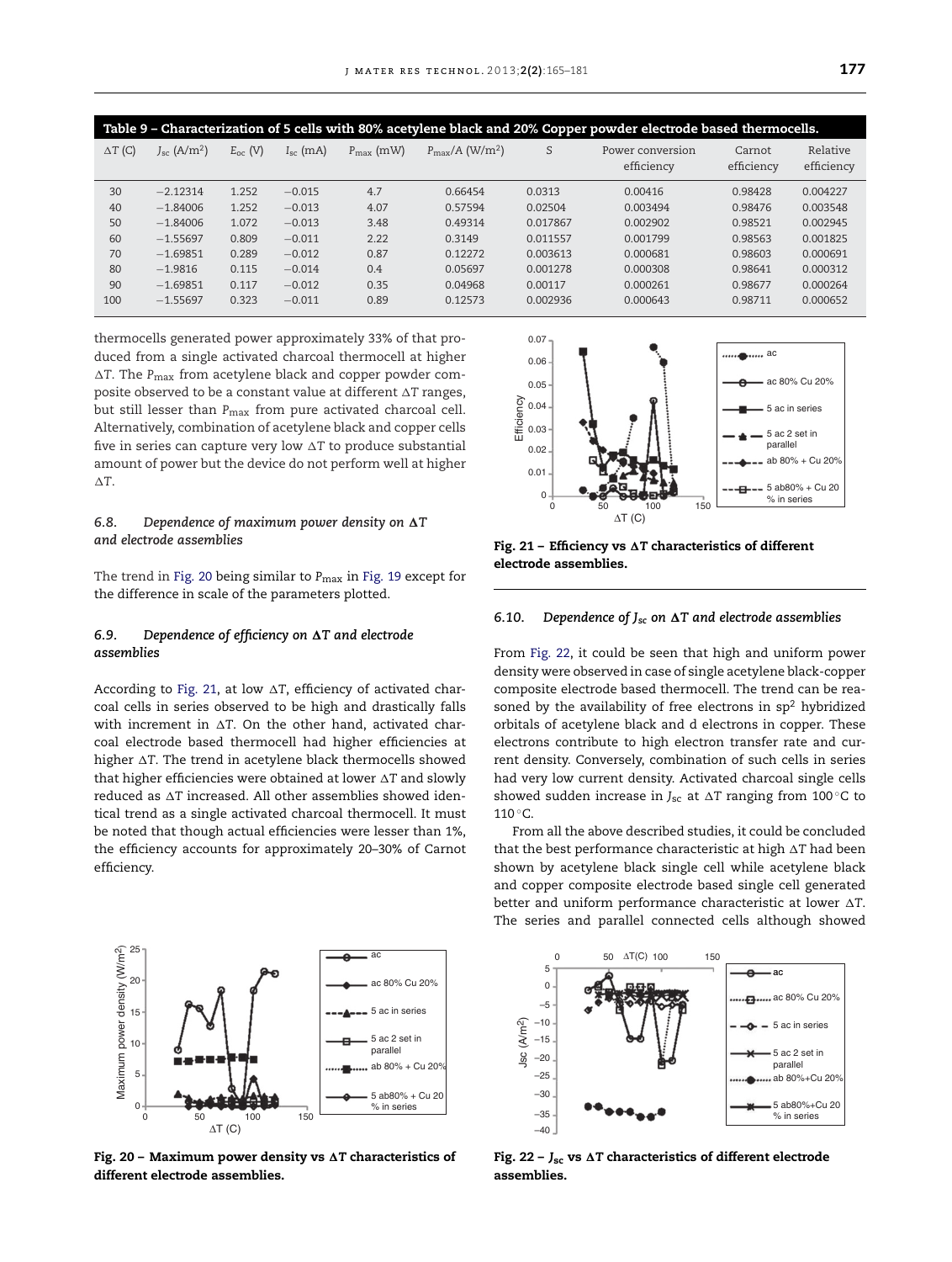Table 9 – Characterization of 5 cells with 80% acetylene black and 20% Copper powder electrode based thermocells.

| $\Delta T$ (C) | $J_{sc}$ (A/m$^2$) | $E_{oc}$ (V) | $I_{sc}$ (mA) | $P_{max}$ (mW) | $P_{max}/A$ (W/m$^2$) | S | Power conversion efficiency | Carnot efficiency | Relative efficiency |
|---|---|---|---|---|---|---|---|---|---|
| 30 | −2.12314 | 1.252 | −0.015 | 4.7 | 0.66454 | 0.0313 | 0.00416 | 0.98428 | 0.004227 |
| 40 | −1.84006 | 1.252 | −0.013 | 4.07 | 0.57594 | 0.02504 | 0.003494 | 0.98476 | 0.003548 |
| 50 | −1.84006 | 1.072 | −0.013 | 3.48 | 0.49314 | 0.017867 | 0.002902 | 0.98521 | 0.002945 |
| 60 | −1.55697 | 0.809 | −0.011 | 2.22 | 0.3149 | 0.011557 | 0.001799 | 0.98563 | 0.001825 |
| 70 | −1.69851 | 0.289 | −0.012 | 0.87 | 0.12272 | 0.003613 | 0.000681 | 0.98603 | 0.000691 |
| 80 | −1.9816 | 0.115 | −0.014 | 0.4 | 0.05697 | 0.001278 | 0.000308 | 0.98641 | 0.000312 |
| 90 | −1.69851 | 0.117 | −0.012 | 0.35 | 0.04968 | 0.00117 | 0.000261 | 0.98677 | 0.000264 |
| 100 | −1.55697 | 0.323 | −0.011 | 0.89 | 0.12573 | 0.002936 | 0.000643 | 0.98711 | 0.000652 |

thermocells generated power approximately 33% of that produced from a single activated charcoal thermocell at higher $\Delta T$. The $P_{max}$ from acetylene black and copper powder composite observed to be a constant value at different $\Delta T$ ranges, but still lesser than $P_{max}$ from pure activated charcoal cell. Alternatively, combination of acetylene black and copper cells five in series can capture very low $\Delta T$ to produce substantial amount of power but the device do not perform well at higher $\Delta T$.

### 6.8. Dependence of maximum power density on $\Delta T$ and electrode assemblies

The trend in Fig. 20 being similar to $P_{max}$ in Fig. 19 except for the difference in scale of the parameters plotted.

### 6.9. Dependence of efficiency on $\Delta T$ and electrode assemblies

According to Fig. 21, at low $\Delta T$, efficiency of activated charcoal cells in series observed to be high and drastically falls with increment in $\Delta T$. On the other hand, activated charcoal electrode based thermocell had higher efficiencies at higher $\Delta T$. The trend in acetylene black thermocells showed that higher efficiencies were obtained at lower $\Delta T$ and slowly reduced as $\Delta T$ increased. All other assemblies showed identical trend as a single activated charcoal thermocell. It must be noted that though actual efficiencies were lesser than 1%, the efficiency accounts for approximately 20–30% of Carnot efficiency.

**Fig. 20 – Maximum power density vs $\Delta T$ characteristics of different electrode assemblies.**

**Fig. 21 – Efficiency vs $\Delta T$ characteristics of different electrode assemblies.**

### 6.10. Dependence of $J_{sc}$ on $\Delta T$ and electrode assemblies

From Fig. 22, it could be seen that high and uniform power density were observed in case of single acetylene black-copper composite electrode based thermocell. The trend can be reasoned by the availability of free electrons in sp$^2$ hybridized orbitals of acetylene black and d electrons in copper. These electrons contribute to high electron transfer rate and current density. Conversely, combination of such cells in series had very low current density. Activated charcoal single cells showed sudden increase in $J_{sc}$ at $\Delta T$ ranging from 100 °C to 110 °C.

From all the above described studies, it could be concluded that the best performance characteristic at high $\Delta T$ had been shown by acetylene black single cell while acetylene black and copper composite electrode based single cell generated better and uniform performance characteristic at lower $\Delta T$. The series and parallel connected cells although showed

**Fig. 22 – $J_{sc}$ vs $\Delta T$ characteristics of different electrode assemblies.**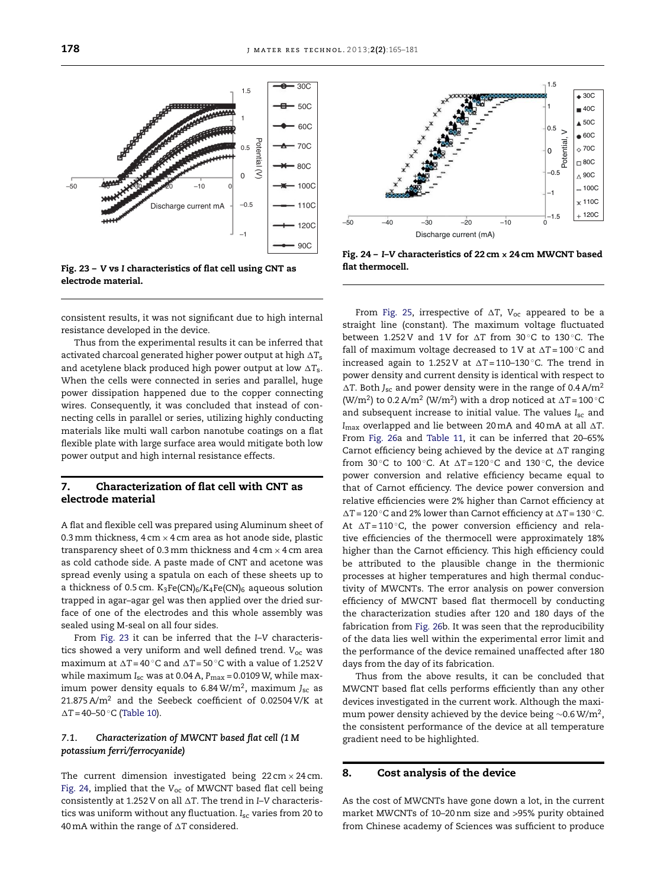Fig. 23 – *V* vs *I* characteristics of flat cell using CNT as electrode material.

Fig. 24 – *I*–*V* characteristics of 22 cm × 24 cm MWCNT based flat thermocell.

consistent results, it was not significant due to high internal resistance developed in the device.

Thus from the experimental results it can be inferred that activated charcoal generated higher power output at high $\Delta T_s$ and acetylene black produced high power output at low $\Delta T_s$. When the cells were connected in series and parallel, huge power dissipation happened due to the copper connecting wires. Consequently, it was concluded that instead of connecting cells in parallel or series, utilizing highly conducting materials like multi wall carbon nanotube coatings on a flat flexible plate with large surface area would mitigate both low power output and high internal resistance effects.

## 7. Characterization of flat cell with CNT as electrode material

A flat and flexible cell was prepared using Aluminum sheet of 0.3 mm thickness, 4 cm × 4 cm area as hot anode side, plastic transparency sheet of 0.3 mm thickness and 4 cm × 4 cm area as cold cathode side. A paste made of CNT and acetone was spread evenly using a spatula on each of these sheets up to a thickness of 0.5 cm. $K_3Fe(CN)_6/K_4Fe(CN)_6$ aqueous solution trapped in agar–agar gel was then applied over the dried surface of one of the electrodes and this whole assembly was sealed using M-seal on all four sides.

From Fig. 23 it can be inferred that the *I*–*V* characteristics showed a very uniform and well defined trend. $V_{oc}$ was maximum at $\Delta T = 40\,^{\circ}C$ and $\Delta T = 50\,^{\circ}C$ with a value of 1.252 V while maximum $I_{sc}$ was at 0.04 A, $P_{max} = 0.0109$ W, while maximum power density equals to 6.84 W/m$^2$, maximum $J_{sc}$ as 21.875 A/m$^2$ and the Seebeck coefficient of 0.02504 V/K at $\Delta T = 40$–$50\,^{\circ}C$ (Table 10).

### 7.1. Characterization of MWCNT based flat cell (1 M potassium ferri/ferrocyanide)

The current dimension investigated being 22 cm × 24 cm. Fig. 24, implied that the $V_{oc}$ of MWCNT based flat cell being consistently at 1.252 V on all $\Delta T$. The trend in *I*–*V* characteristics was uniform without any fluctuation. $I_{sc}$ varies from 20 to 40 mA within the range of $\Delta T$ considered.

From Fig. 25, irrespective of $\Delta T$, $V_{oc}$ appeared to be a straight line (constant). The maximum voltage fluctuated between 1.252 V and 1 V for $\Delta T$ from $30\,^{\circ}C$ to $130\,^{\circ}C$. The fall of maximum voltage decreased to 1 V at $\Delta T = 100\,^{\circ}C$ and increased again to 1.252 V at $\Delta T = 110$–$130\,^{\circ}C$. The trend in power density and current density is identical with respect to $\Delta T$. Both $J_{sc}$ and power density were in the range of 0.4 A/m$^2$ (W/m$^2$) to 0.2 A/m$^2$ (W/m$^2$) with a drop noticed at $\Delta T = 100\,^{\circ}C$ and subsequent increase to initial value. The values $I_{sc}$ and $I_{max}$ overlapped and lie between 20 mA and 40 mA at all $\Delta T$. From Fig. 26a and Table 11, it can be inferred that 20–65% Carnot efficiency being achieved by the device at $\Delta T$ ranging from $30\,^{\circ}C$ to $100\,^{\circ}C$. At $\Delta T = 120\,^{\circ}C$ and $130\,^{\circ}C$, the device power conversion and relative efficiency became equal to that of Carnot efficiency. The device power conversion and relative efficiencies were 2% higher than Carnot efficiency at $\Delta T = 120\,^{\circ}C$ and 2% lower than Carnot efficiency at $\Delta T = 130\,^{\circ}C$. At $\Delta T = 110\,^{\circ}C$, the power conversion efficiency and relative efficiencies of the thermocell were approximately 18% higher than the Carnot efficiency. This high efficiency could be attributed to the plausible change in the thermionic processes at higher temperatures and high thermal conductivity of MWCNTs. The error analysis on power conversion efficiency of MWCNT based flat thermocell by conducting the characterization studies after 120 and 180 days of the fabrication from Fig. 26b. It was seen that the reproducibility of the data lies well within the experimental error limit and the performance of the device remained unaffected after 180 days from the day of its fabrication.

Thus from the above results, it can be concluded that MWCNT based flat cells performs efficiently than any other devices investigated in the current work. Although the maximum power density achieved by the device being ~0.6 W/m$^2$, the consistent performance of the device at all temperature gradient need to be highlighted.

## 8. Cost analysis of the device

As the cost of MWCNTs have gone down a lot, in the current market MWCNTs of 10–20 nm size and >95% purity obtained from Chinese academy of Sciences was sufficient to produce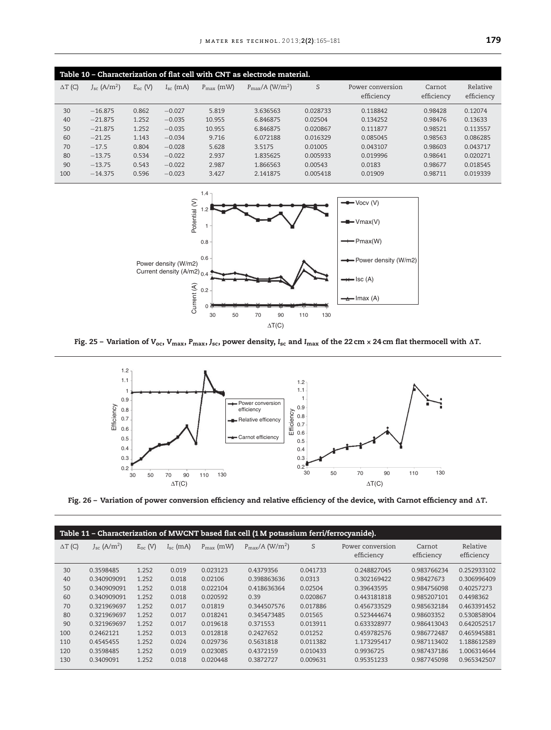| Table 10 – Characterization of flat cell with CNT as electrode material. | | | | | | | | | |
|---|---|---|---|---|---|---|---|---|---|
| $\Delta T$ (C) | $J_{sc}$ (A/m$^2$) | $E_{oc}$ (V) | $I_{sc}$ (mA) | $P_{max}$ (mW) | $P_{max}/A$ (W/m$^2$) | S | Power conversion efficiency | Carnot efficiency | Relative efficiency |
| 30 | −16.875 | 0.862 | −0.027 | 5.819 | 3.636563 | 0.028733 | 0.118842 | 0.98428 | 0.12074 |
| 40 | −21.875 | 1.252 | −0.035 | 10.955 | 6.846875 | 0.02504 | 0.134252 | 0.98476 | 0.13633 |
| 50 | −21.875 | 1.252 | −0.035 | 10.955 | 6.846875 | 0.020867 | 0.111877 | 0.98521 | 0.113557 |
| 60 | −21.25 | 1.143 | −0.034 | 9.716 | 6.072188 | 0.016329 | 0.085045 | 0.98563 | 0.086285 |
| 70 | −17.5 | 0.804 | −0.028 | 5.628 | 3.5175 | 0.01005 | 0.043107 | 0.98603 | 0.043717 |
| 80 | −13.75 | 0.534 | −0.022 | 2.937 | 1.835625 | 0.005933 | 0.019996 | 0.98641 | 0.020271 |
| 90 | −13.75 | 0.543 | −0.022 | 2.987 | 1.866563 | 0.00543 | 0.0183 | 0.98677 | 0.018545 |
| 100 | −14.375 | 0.596 | −0.023 | 3.427 | 2.141875 | 0.005418 | 0.01909 | 0.98711 | 0.019339 |

Fig. 25 – Variation of $V_{oc}$, $V_{max}$, $P_{max}$, $J_{sc}$, power density, $I_{sc}$ and $I_{max}$ of the 22 cm × 24 cm flat thermocell with $\Delta T$.

Fig. 26 – Variation of power conversion efficiency and relative efficiency of the device, with Carnot efficiency and $\Delta T$.

| Table 11 – Characterization of MWCNT based flat cell (1 M potassium ferri/ferrocyanide). | | | | | | | | | |
|---|---|---|---|---|---|---|---|---|---|
| $\Delta T$ (C) | $J_{sc}$ (A/m$^2$) | $E_{oc}$ (V) | $I_{sc}$ (mA) | $P_{max}$ (mW) | $P_{max}/A$ (W/m$^2$) | S | Power conversion efficiency | Carnot efficiency | Relative efficiency |
| 30 | 0.3598485 | 1.252 | 0.019 | 0.023123 | 0.4379356 | 0.041733 | 0.248827045 | 0.983766234 | 0.252933102 |
| 40 | 0.340909091 | 1.252 | 0.018 | 0.02106 | 0.398863636 | 0.0313 | 0.302169422 | 0.98427673 | 0.306996409 |
| 50 | 0.340909091 | 1.252 | 0.018 | 0.022104 | 0.418636364 | 0.02504 | 0.39643595 | 0.984756098 | 0.40257273 |
| 60 | 0.340909091 | 1.252 | 0.018 | 0.020592 | 0.39 | 0.020867 | 0.443181818 | 0.985207101 | 0.4498362 |
| 70 | 0.321969697 | 1.252 | 0.017 | 0.01819 | 0.344507576 | 0.017886 | 0.456733529 | 0.985632184 | 0.463391452 |
| 80 | 0.321969697 | 1.252 | 0.017 | 0.018241 | 0.345473485 | 0.01565 | 0.523444674 | 0.98603352 | 0.530858904 |
| 90 | 0.321969697 | 1.252 | 0.017 | 0.019618 | 0.371553 | 0.013911 | 0.633328977 | 0.986413043 | 0.642052517 |
| 100 | 0.2462121 | 1.252 | 0.013 | 0.012818 | 0.2427652 | 0.01252 | 0.459782576 | 0.986772487 | 0.465945881 |
| 110 | 0.4545455 | 1.252 | 0.024 | 0.029736 | 0.5631818 | 0.011382 | 1.173295417 | 0.987113402 | 1.188612589 |
| 120 | 0.3598485 | 1.252 | 0.019 | 0.023085 | 0.4372159 | 0.010433 | 0.9936725 | 0.987437186 | 1.006314644 |
| 130 | 0.3409091 | 1.252 | 0.018 | 0.020448 | 0.3872727 | 0.009631 | 0.95351233 | 0.987745098 | 0.965342507 |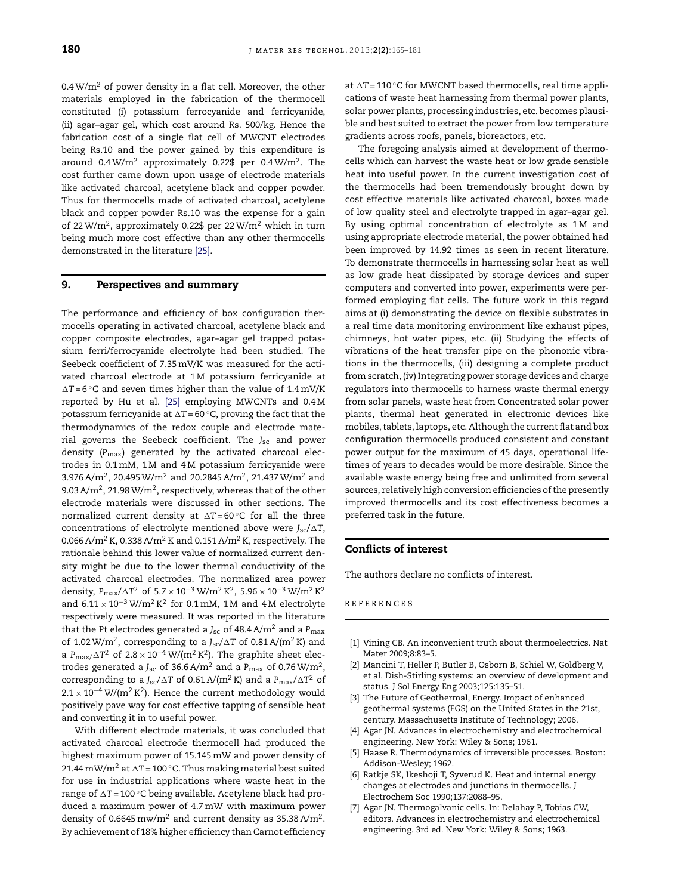$0.4\,W/m^2$ of power density in a flat cell. Moreover, the other materials employed in the fabrication of the thermocell constituted (i) potassium ferrocyanide and ferricyanide, (ii) agar–agar gel, which cost around Rs. 500/kg. Hence the fabrication cost of a single flat cell of MWCNT electrodes being Rs.10 and the power gained by this expenditure is around $0.4\,W/m^2$ approximately 0.22$ per $0.4\,W/m^2$. The cost further came down upon usage of electrode materials like activated charcoal, acetylene black and copper powder. Thus for thermocells made of activated charcoal, acetylene black and copper powder Rs.10 was the expense for a gain of $22\,W/m^2$, approximately 0.22$ per $22\,W/m^2$ which in turn being much more cost effective than any other thermocells demonstrated in the literature [25].

## 9. Perspectives and summary

The performance and efficiency of box configuration thermocells operating in activated charcoal, acetylene black and copper composite electrodes, agar–agar gel trapped potassium ferri/ferrocyanide electrolyte had been studied. The Seebeck coefficient of 7.35 mV/K was measured for the activated charcoal electrode at 1 M potassium ferricyanide at $\Delta T = 6\,^{\circ}C$ and seven times higher than the value of 1.4 mV/K reported by Hu et al. [25] employing MWCNTs and 0.4 M potassium ferricyanide at $\Delta T = 60\,^{\circ}C$, proving the fact that the thermodynamics of the redox couple and electrode material governs the Seebeck coefficient. The $J_{sc}$ and power density ($P_{max}$) generated by the activated charcoal electrodes in 0.1 mM, 1 M and 4 M potassium ferricyanide were $3.976\,A/m^2$, $20.495\,W/m^2$ and $20.2845\,A/m^2$, $21.437\,W/m^2$ and $9.03\,A/m^2$, $21.98\,W/m^2$, respectively, whereas that of the other electrode materials were discussed in other sections. The normalized current density at $\Delta T = 60\,^{\circ}C$ for all the three concentrations of electrolyte mentioned above were $J_{sc}/\Delta T$, $0.066\,A/m^2\,K$, $0.338\,A/m^2\,K$ and $0.151\,A/m^2\,K$, respectively. The rationale behind this lower value of normalized current density might be due to the lower thermal conductivity of the activated charcoal electrodes. The normalized area power density, $P_{max}/\Delta T^2$ of $5.7 \times 10^{-3}\,W/m^2\,K^2$, $5.96 \times 10^{-3}\,W/m^2\,K^2$ and $6.11 \times 10^{-3}\,W/m^2\,K^2$ for 0.1 mM, 1 M and 4 M electrolyte respectively were measured. It was reported in the literature that the Pt electrodes generated a $J_{sc}$ of $48.4\,A/m^2$ and a $P_{max}$ of $1.02\,W/m^2$, corresponding to a $J_{sc}/\Delta T$ of $0.81\,A/(m^2\,K)$ and a $P_{max}/\Delta T^2$ of $2.8 \times 10^{-4}\,W/(m^2\,K^2)$. The graphite sheet electrodes generated a $J_{sc}$ of $36.6\,A/m^2$ and a $P_{max}$ of $0.76\,W/m^2$, corresponding to a $J_{sc}/\Delta T$ of $0.61\,A/(m^2\,K)$ and a $P_{max}/\Delta T^2$ of $2.1 \times 10^{-4}\,W/(m^2\,K^2)$. Hence the current methodology would positively pave way for cost effective tapping of sensible heat and converting it in to useful power.

With different electrode materials, it was concluded that activated charcoal electrode thermocell had produced the highest maximum power of 15.145 mW and power density of $21.44\,mW/m^2$ at $\Delta T = 100\,^{\circ}C$. Thus making material best suited for use in industrial applications where waste heat in the range of $\Delta T = 100\,^{\circ}C$ being available. Acetylene black had produced a maximum power of 4.7 mW with maximum power density of $0.6645\,mw/m^2$ and current density as $35.38\,A/m^2$. By achievement of 18% higher efficiency than Carnot efficiency at $\Delta T = 110\,^{\circ}C$ for MWCNT based thermocells, real time applications of waste heat harnessing from thermal power plants, solar power plants, processing industries, etc. becomes plausible and best suited to extract the power from low temperature gradients across roofs, panels, bioreactors, etc.

The foregoing analysis aimed at development of thermocells which can harvest the waste heat or low grade sensible heat into useful power. In the current investigation cost of the thermocells had been tremendously brought down by cost effective materials like activated charcoal, boxes made of low quality steel and electrolyte trapped in agar–agar gel. By using optimal concentration of electrolyte as 1 M and using appropriate electrode material, the power obtained had been improved by 14.92 times as seen in recent literature. To demonstrate thermocells in harnessing solar heat as well as low grade heat dissipated by storage devices and super computers and converted into power, experiments were performed employing flat cells. The future work in this regard aims at (i) demonstrating the device on flexible substrates in a real time data monitoring environment like exhaust pipes, chimneys, hot water pipes, etc. (ii) Studying the effects of vibrations of the heat transfer pipe on the phononic vibrations in the thermocells, (iii) designing a complete product from scratch, (iv) Integrating power storage devices and charge regulators into thermocells to harness waste thermal energy from solar panels, waste heat from Concentrated solar power plants, thermal heat generated in electronic devices like mobiles, tablets, laptops, etc. Although the current flat and box configuration thermocells produced consistent and constant power output for the maximum of 45 days, operational lifetimes of years to decades would be more desirable. Since the available waste energy being free and unlimited from several sources, relatively high conversion efficiencies of the presently improved thermocells and its cost effectiveness becomes a preferred task in the future.

## Conflicts of interest

The authors declare no conflicts of interest.

## REFERENCES

[1] Vining CB. An inconvenient truth about thermoelectrics. Nat Mater 2009;8:83–5.

[2] Mancini T, Heller P, Butler B, Osborn B, Schiel W, Goldberg V, et al. Dish-Stirling systems: an overview of development and status. J Sol Energy Eng 2003;125:135–51.

[3] The Future of Geothermal, Energy. Impact of enhanced geothermal systems (EGS) on the United States in the 21st, century. Massachusetts Institute of Technology; 2006.

[4] Agar JN. Advances in electrochemistry and electrochemical engineering. New York: Wiley & Sons; 1961.

[5] Haase R. Thermodynamics of irreversible processes. Boston: Addison-Wesley; 1962.

[6] Ratkje SK, Ikeshoji T, Syverud K. Heat and internal energy changes at electrodes and junctions in thermocells. J Electrochem Soc 1990;137:2088–95.

[7] Agar JN. Thermogalvanic cells. In: Delahay P, Tobias CW, editors. Advances in electrochemistry and electrochemical engineering. 3rd ed. New York: Wiley & Sons; 1963.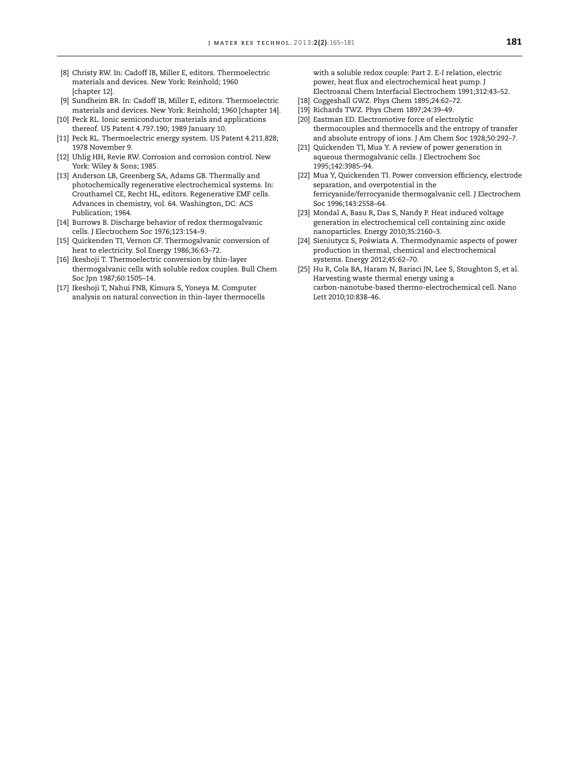[8] Christy RW. In: Cadoff IB, Miller E, editors. Thermoelectric materials and devices. New York: Reinhold; 1960 [chapter 12].

[9] Sundheim BR. In: Cadoff IB, Miller E, editors. Thermoelectric materials and devices. New York: Reinhold; 1960 [chapter 14].

[10] Peck RL. Ionic semiconductor materials and applications thereof. US Patent 4.797.190; 1989 January 10.

[11] Peck RL. Thermoelectric energy system. US Patent 4.211.828; 1978 November 9.

[12] Uhlig HH, Revie RW. Corrosion and corrosion control. New York: Wiley & Sons; 1985.

[13] Anderson LB, Greenberg SA, Adams GB. Thermally and photochemically regenerative electrochemical systems. In: Crouthamel CE, Recht HL, editors. Regenerative EMF cells. Advances in chemistry, vol. 64. Washington, DC: ACS Publication; 1964.

[14] Burrows B. Discharge behavior of redox thermogalvanic cells. J Electrochem Soc 1976;123:154–9.

[15] Quickenden TI, Vernon CF. Thermogalvanic conversion of heat to electricity. Sol Energy 1986;36:63–72.

[16] Ikeshoji T. Thermoelectric conversion by thin-layer thermogalvanic cells with soluble redox couples. Bull Chem Soc Jpn 1987;60:1505–14.

[17] Ikeshoji T, Nahui FNB, Kimura S, Yoneya M. Computer analysis on natural convection in thin-layer thermocells with a soluble redox couple: Part 2. E-I relation, electric power, heat flux and electrochemical heat pump. J Electroanal Chem Interfacial Electrochem 1991;312:43–52.

[18] Coggeshall GWZ. Phys Chem 1895;24:62–72.

[19] Richards TWZ. Phys Chem 1897;24:39–49.

[20] Eastman ED. Electromotive force of electrolytic thermocouples and thermocells and the entropy of transfer and absolute entropy of ions. J Am Chem Soc 1928;50:292–7.

[21] Quickenden TI, Mua Y. A review of power generation in aqueous thermogalvanic cells. J Electrochem Soc 1995;142:3985–94.

[22] Mua Y, Quickenden TI. Power conversion efficiency, electrode separation, and overpotential in the ferricyanide/ferrocyanide thermogalvanic cell. J Electrochem Soc 1996;143:2558–64.

[23] Mondal A, Basu R, Das S, Nandy P. Heat induced voltage generation in electrochemical cell containing zinc oxide nanoparticles. Energy 2010;35:2160–3.

[24] Sieniutycz S, Poświata A. Thermodynamic aspects of power production in thermal, chemical and electrochemical systems. Energy 2012;45:62–70.

[25] Hu R, Cola BA, Haram N, Barisci JN, Lee S, Stoughton S, et al. Harvesting waste thermal energy using a carbon-nanotube-based thermo-electrochemical cell. Nano Lett 2010;10:838–46.